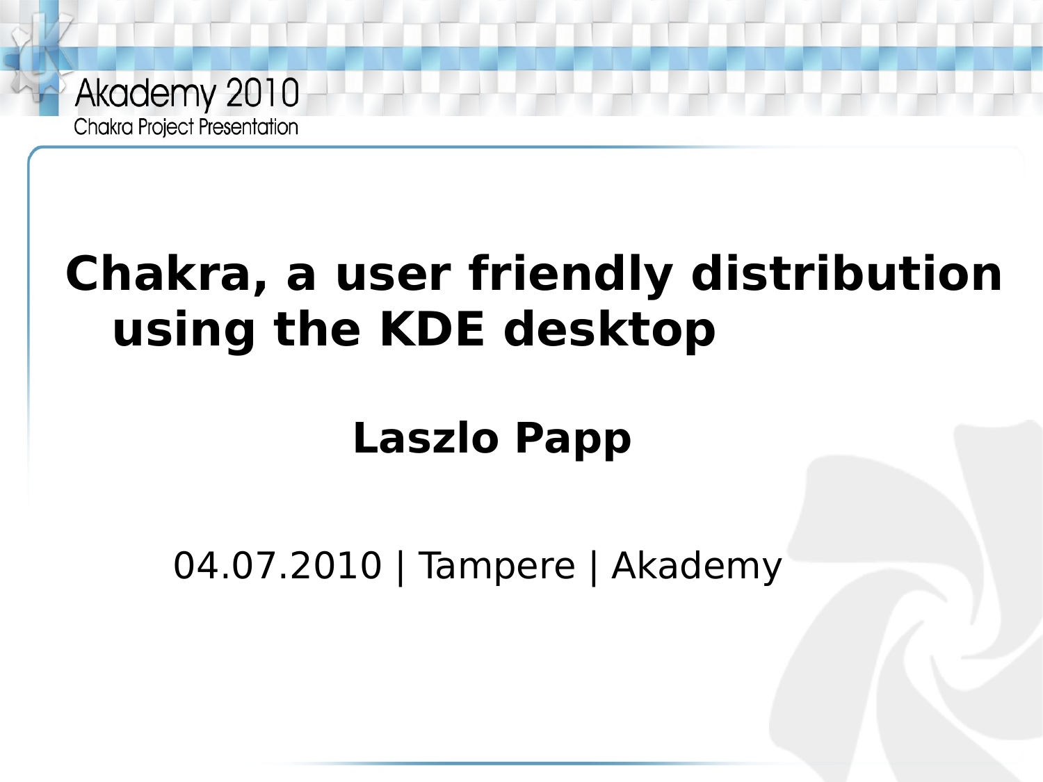# Chakra, a user friendly distribution using the KDE desktop

**Laszlo Papp**

04.07.2010 | Tampere | Akademy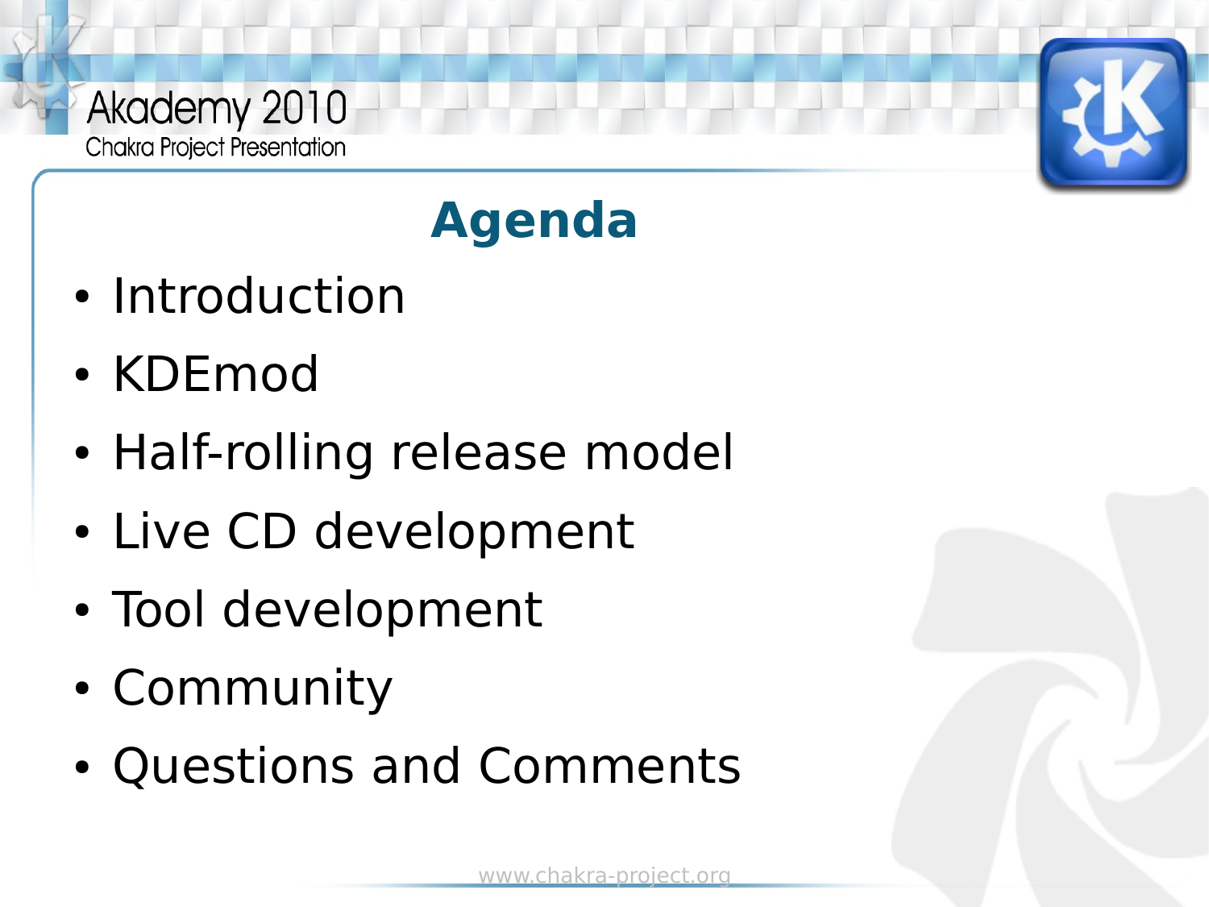# Agenda

- Introduction
- KDEmod
- Half-rolling release model
- Live CD development
- Tool development
- Community
- Questions and Comments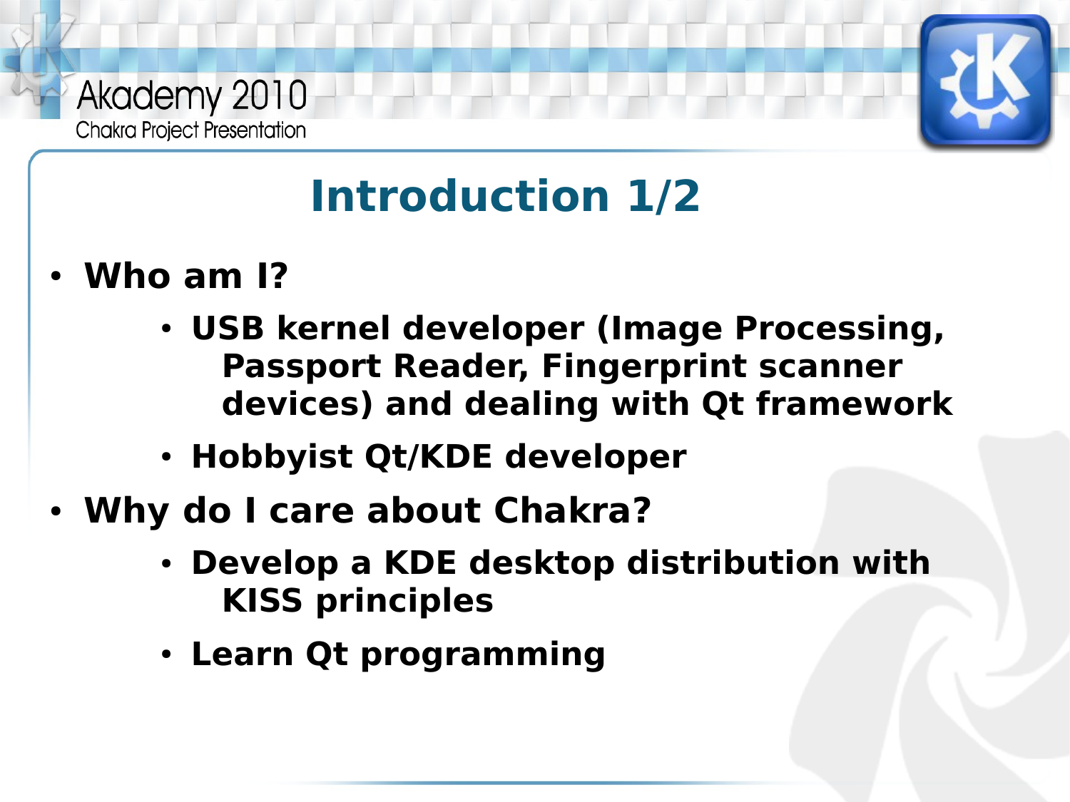# Introduction 1/2

- **Who am I?**
  - **USB kernel developer (Image Processing, Passport Reader, Fingerprint scanner devices) and dealing with Qt framework**
  - **Hobbyist Qt/KDE developer**
- **Why do I care about Chakra?**
  - **Develop a KDE desktop distribution with KISS principles**
  - **Learn Qt programming**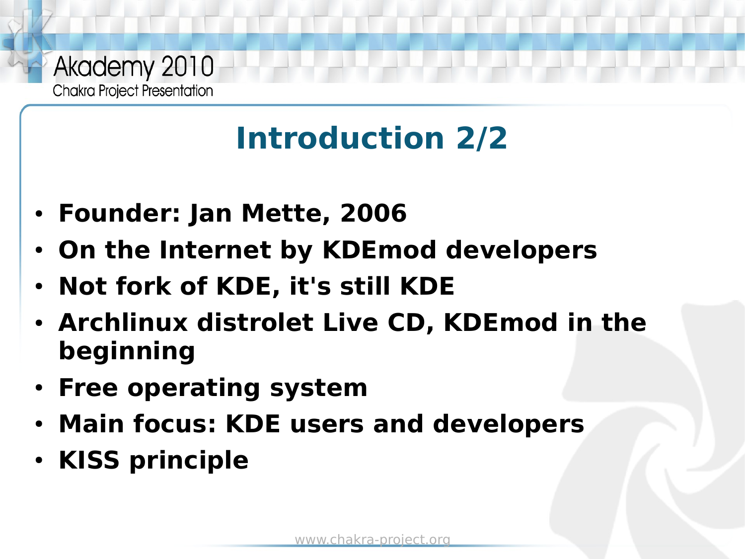## Introduction 2/2

- **Founder: Jan Mette, 2006**
- **On the Internet by KDEmod developers**
- **Not fork of KDE, it's still KDE**
- **Archlinux distrolet Live CD, KDEmod in the beginning**
- **Free operating system**
- **Main focus: KDE users and developers**
- **KISS principle**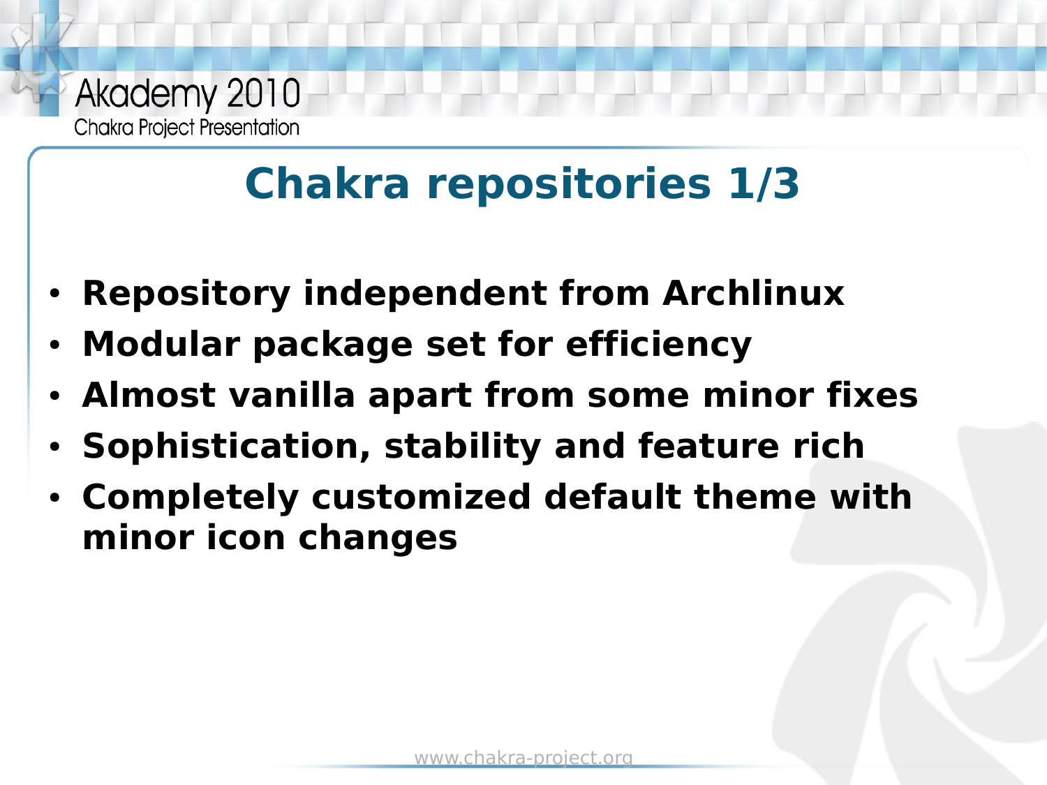# Chakra repositories 1/3

- **Repository independent from Archlinux**
- **Modular package set for efficiency**
- **Almost vanilla apart from some minor fixes**
- **Sophistication, stability and feature rich**
- **Completely customized default theme with minor icon changes**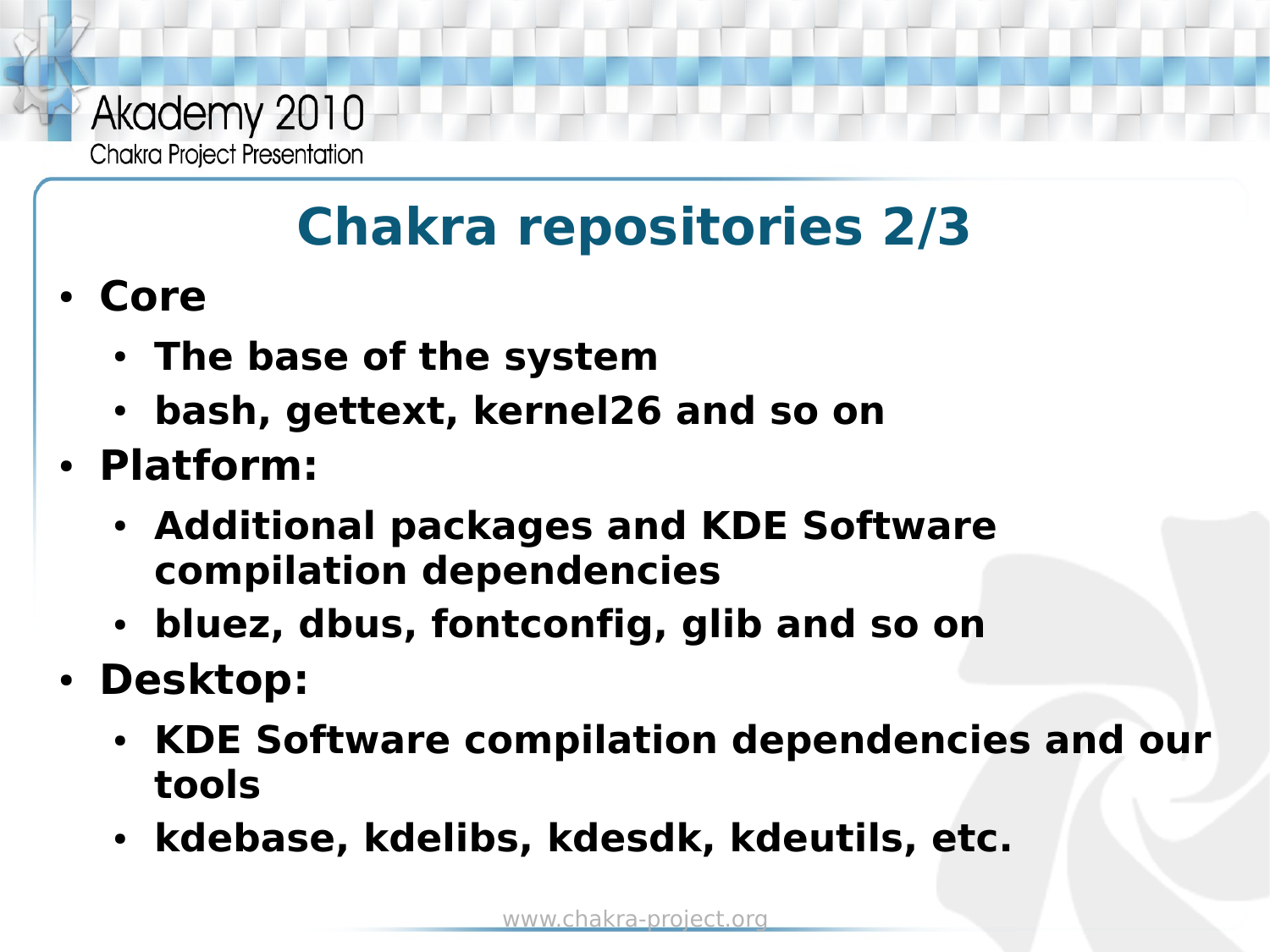# Chakra repositories 2/3

- **Core**
  - **The base of the system**
  - **bash, gettext, kernel26 and so on**
- **Platform:**
  - **Additional packages and KDE Software compilation dependencies**
  - **bluez, dbus, fontconfig, glib and so on**
- **Desktop:**
  - **KDE Software compilation dependencies and our tools**
  - **kdebase, kdelibs, kdesdk, kdeutils, etc.**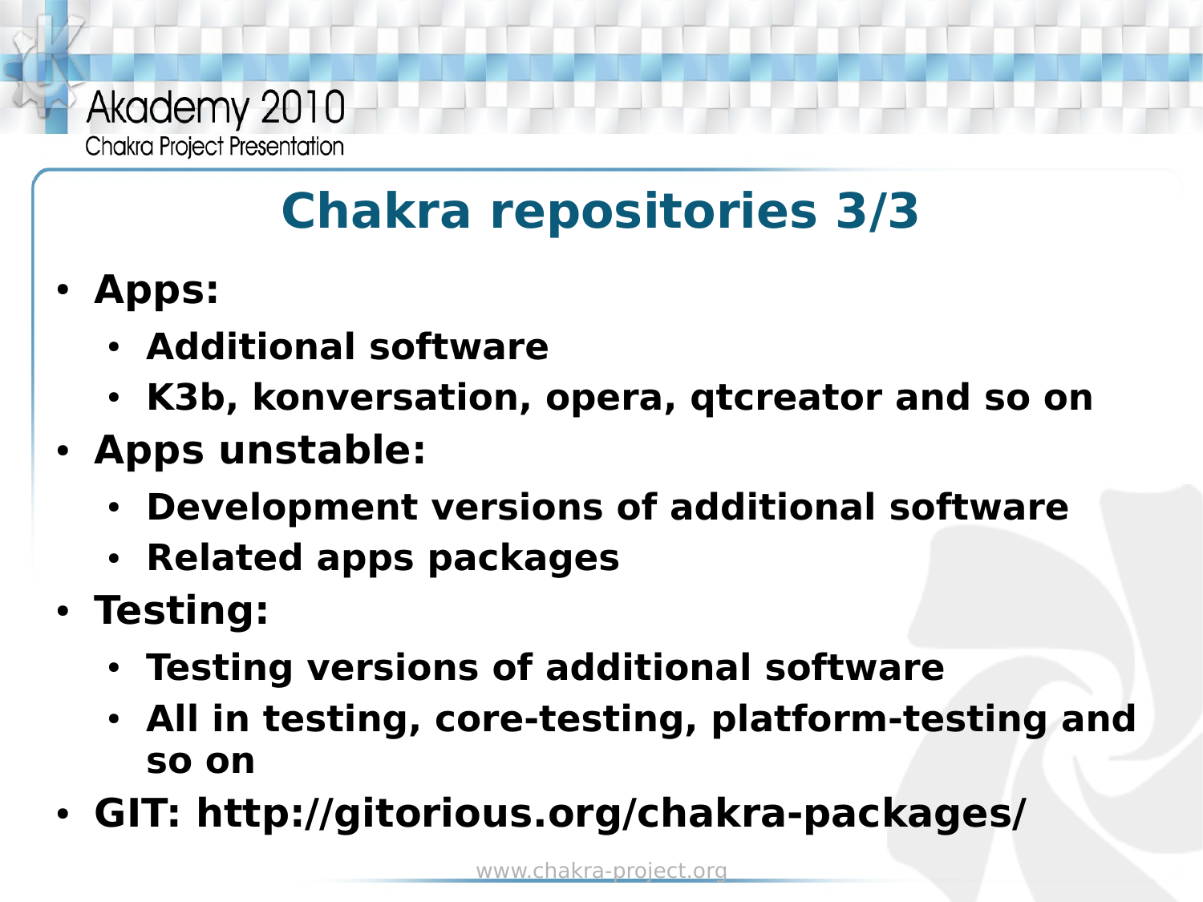# Chakra repositories 3/3

- **Apps:**
  - **Additional software**
  - **K3b, konversation, opera, qtcreator and so on**
- **Apps unstable:**
  - **Development versions of additional software**
  - **Related apps packages**
- **Testing:**
  - **Testing versions of additional software**
  - **All in testing, core-testing, platform-testing and so on**
- **GIT: http://gitorious.org/chakra-packages/**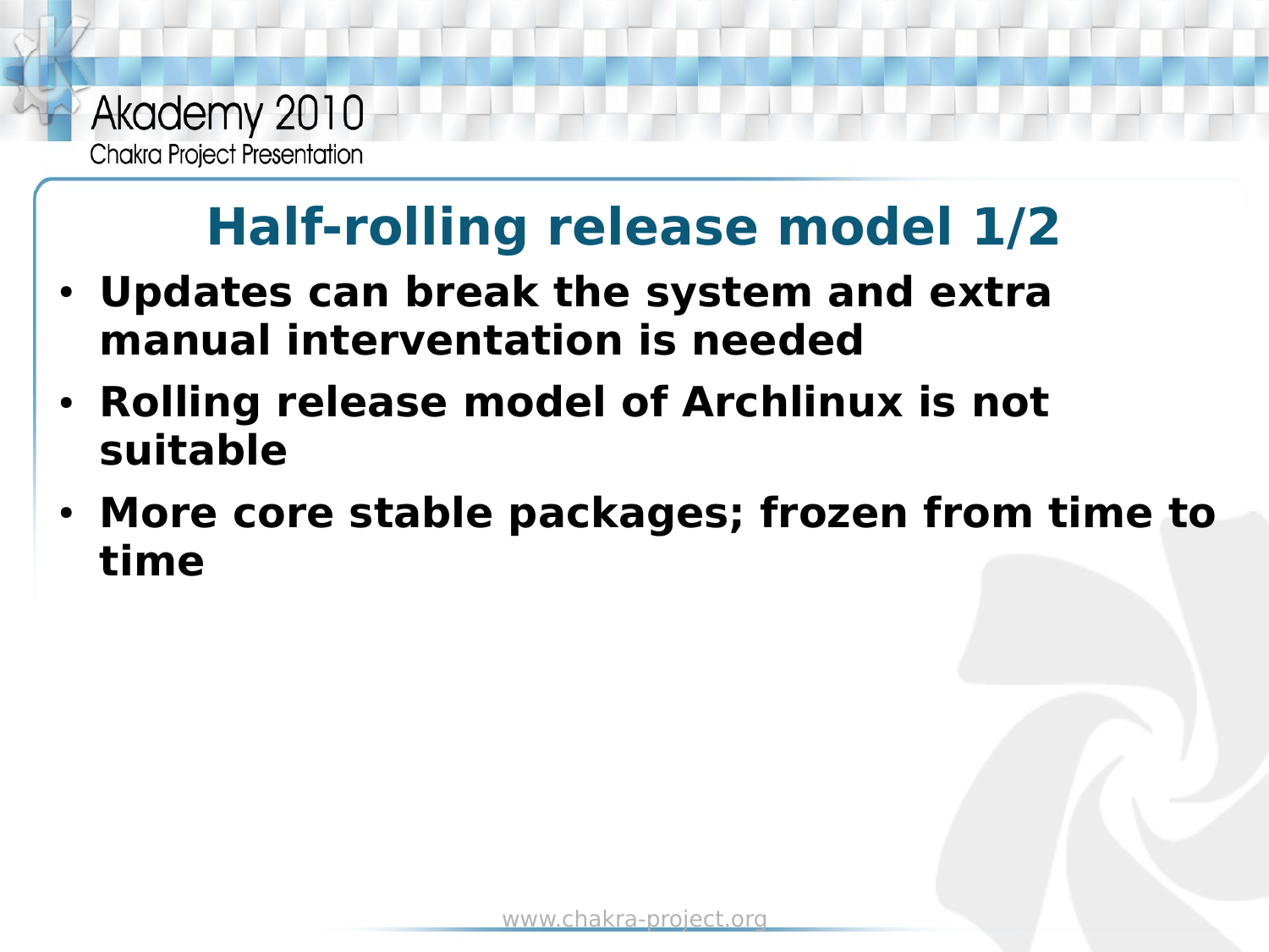# Half-rolling release model 1/2

- **Updates can break the system and extra manual interventation is needed**
- **Rolling release model of Archlinux is not suitable**
- **More core stable packages; frozen from time to time**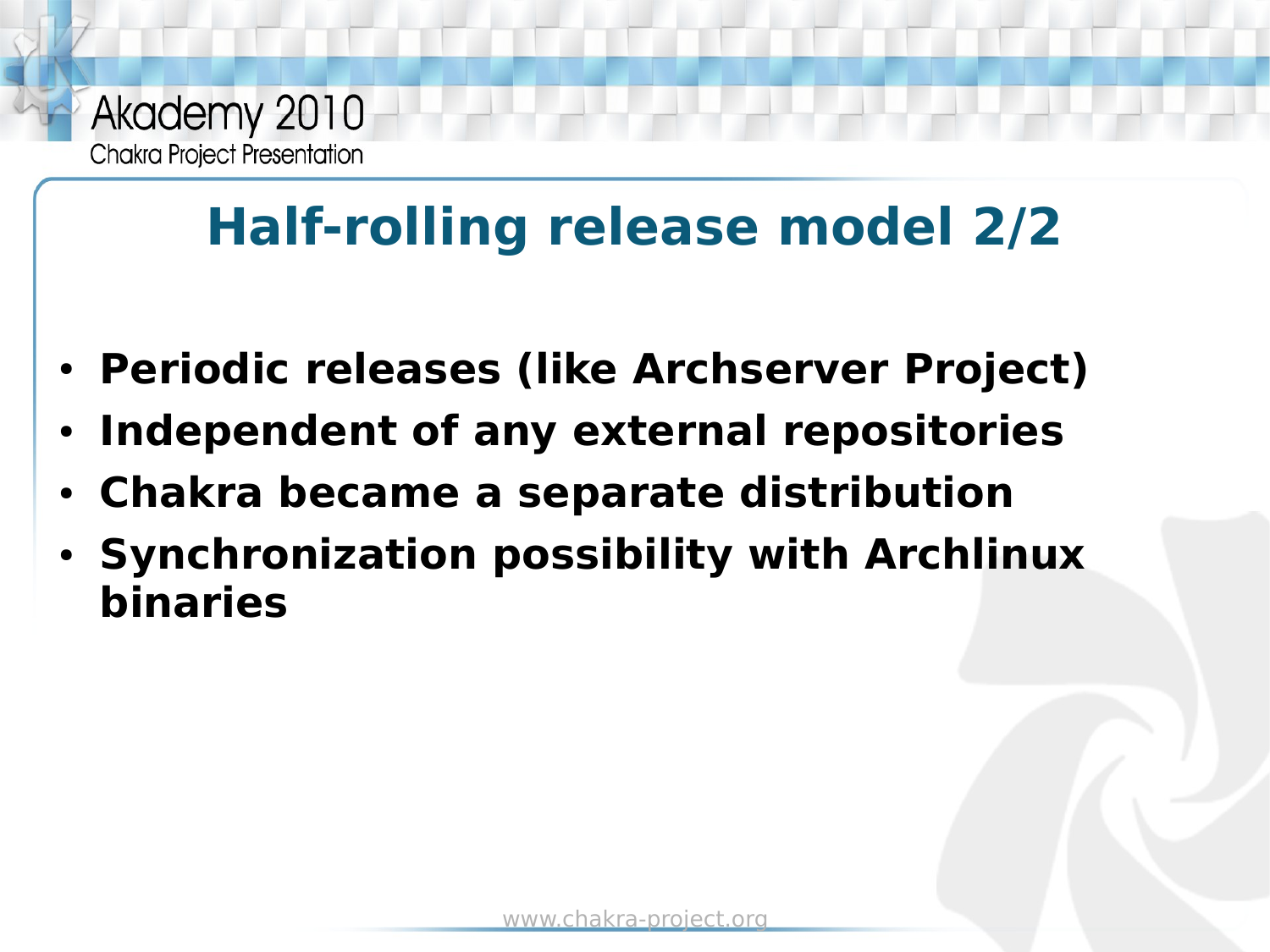# Half-rolling release model 2/2

- **Periodic releases (like Archserver Project)**
- **Independent of any external repositories**
- **Chakra became a separate distribution**
- **Synchronization possibility with Archlinux binaries**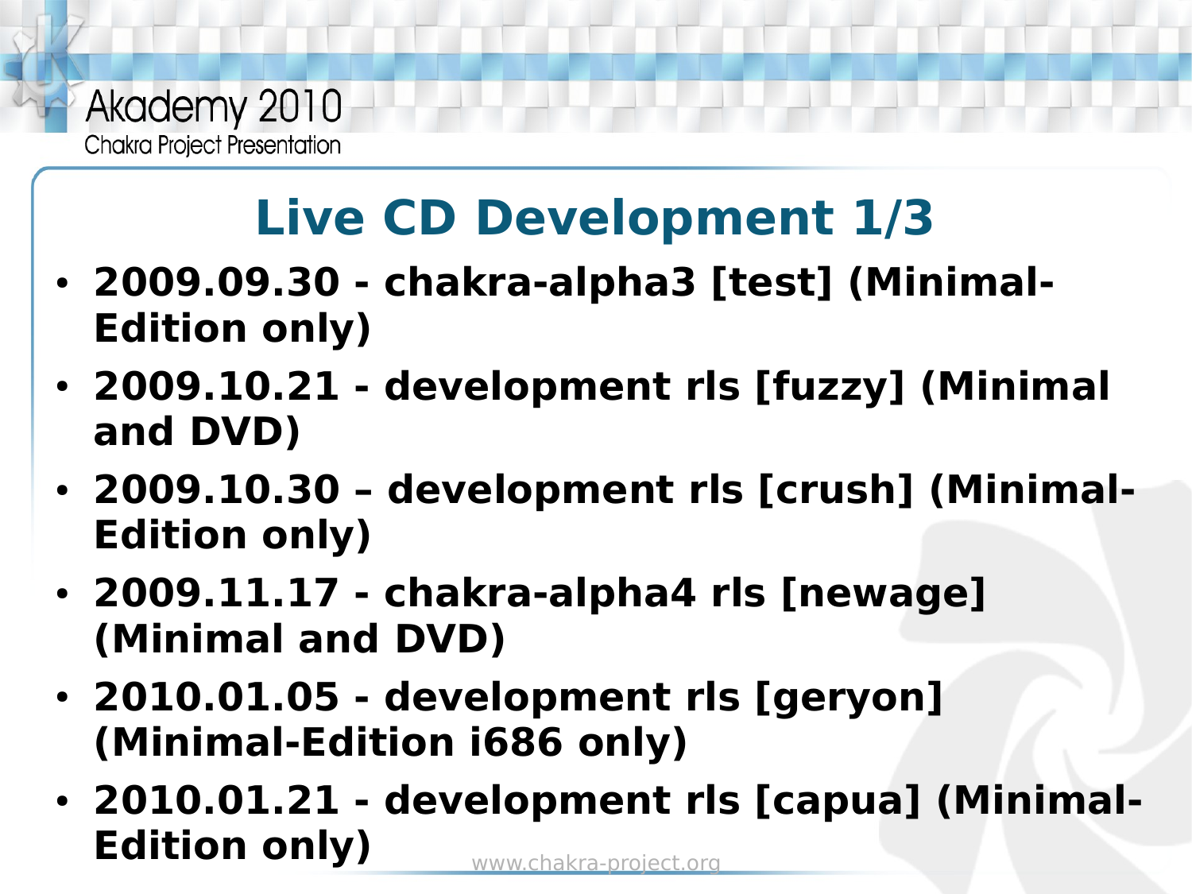# Live CD Development 1/3

- **2009.09.30 - chakra-alpha3 [test] (Minimal-Edition only)**
- **2009.10.21 - development rls [fuzzy] (Minimal and DVD)**
- **2009.10.30 – development rls [crush] (Minimal-Edition only)**
- **2009.11.17 - chakra-alpha4 rls [newage] (Minimal and DVD)**
- **2010.01.05 - development rls [geryon] (Minimal-Edition i686 only)**
- **2010.01.21 - development rls [capua] (Minimal-Edition only)**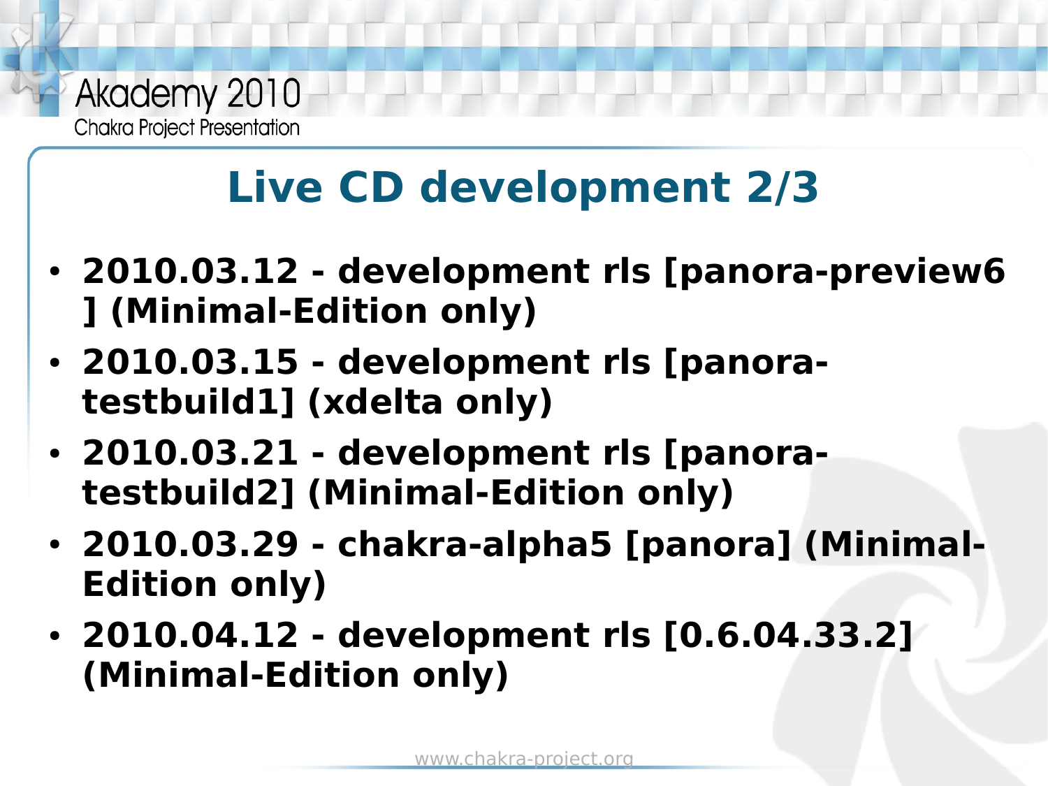# Live CD development 2/3

- **2010.03.12 - development rls [panora-preview6 ] (Minimal-Edition only)**
- **2010.03.15 - development rls [panora-testbuild1] (xdelta only)**
- **2010.03.21 - development rls [panora-testbuild2] (Minimal-Edition only)**
- **2010.03.29 - chakra-alpha5 [panora] (Minimal-Edition only)**
- **2010.04.12 - development rls [0.6.04.33.2] (Minimal-Edition only)**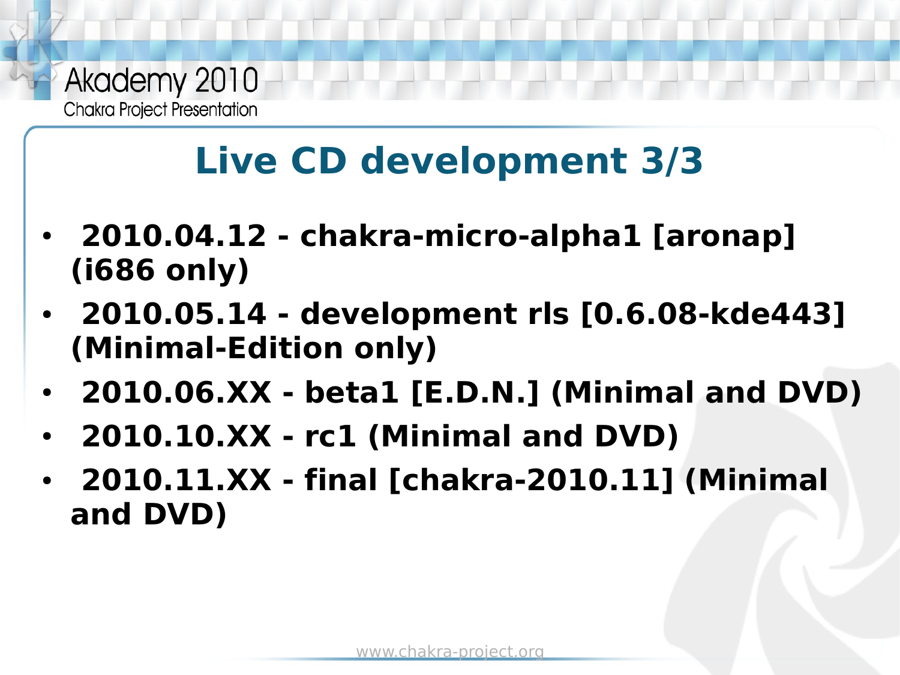# Live CD development 3/3

- **2010.04.12 - chakra-micro-alpha1 [aronap] (i686 only)**
- **2010.05.14 - development rls [0.6.08-kde443] (Minimal-Edition only)**
- **2010.06.XX - beta1 [E.D.N.] (Minimal and DVD)**
- **2010.10.XX - rc1 (Minimal and DVD)**
- **2010.11.XX - final [chakra-2010.11] (Minimal and DVD)**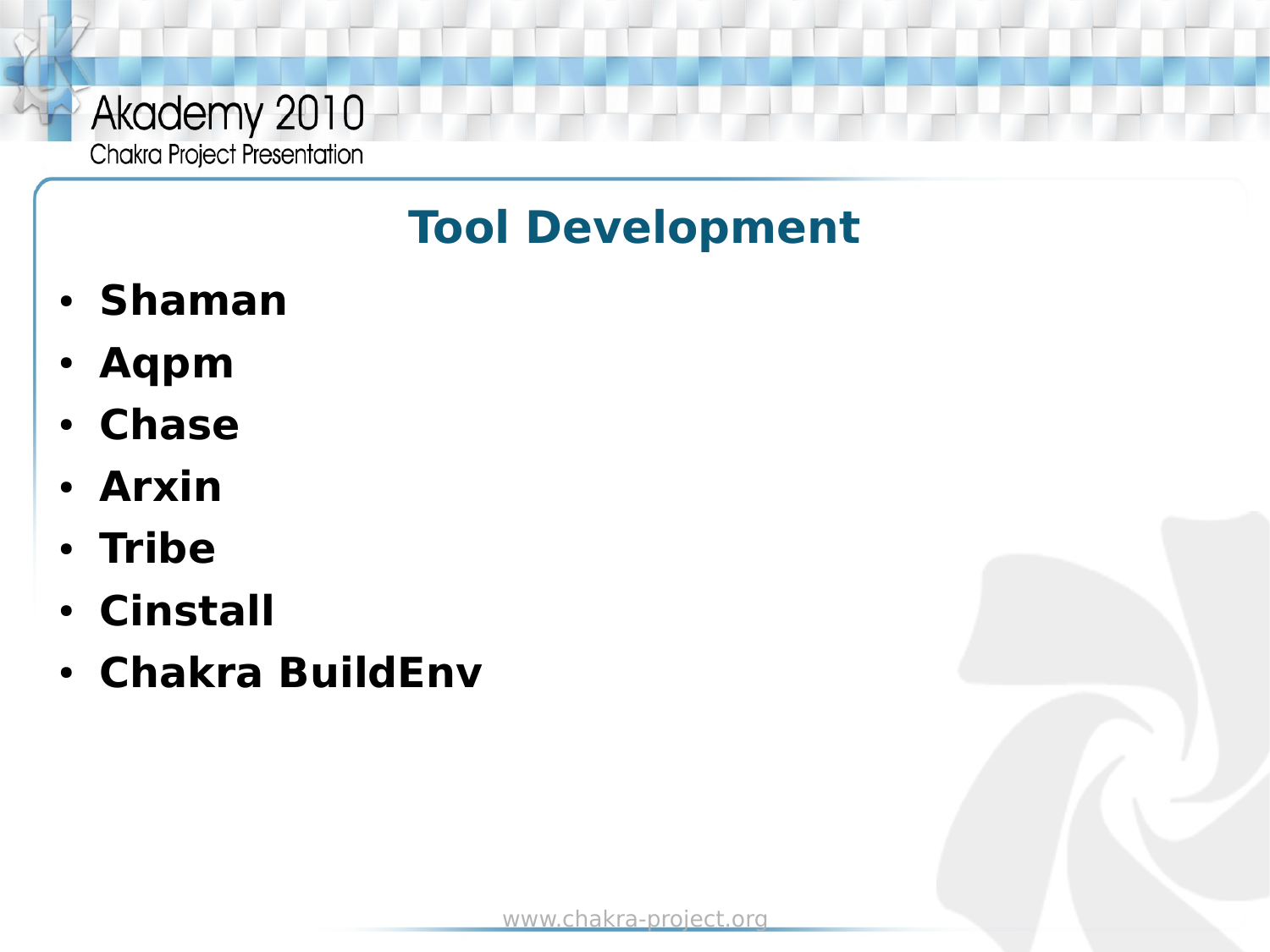# Tool Development

- **Shaman**
- **Aqpm**
- **Chase**
- **Arxin**
- **Tribe**
- **Cinstall**
- **Chakra BuildEnv**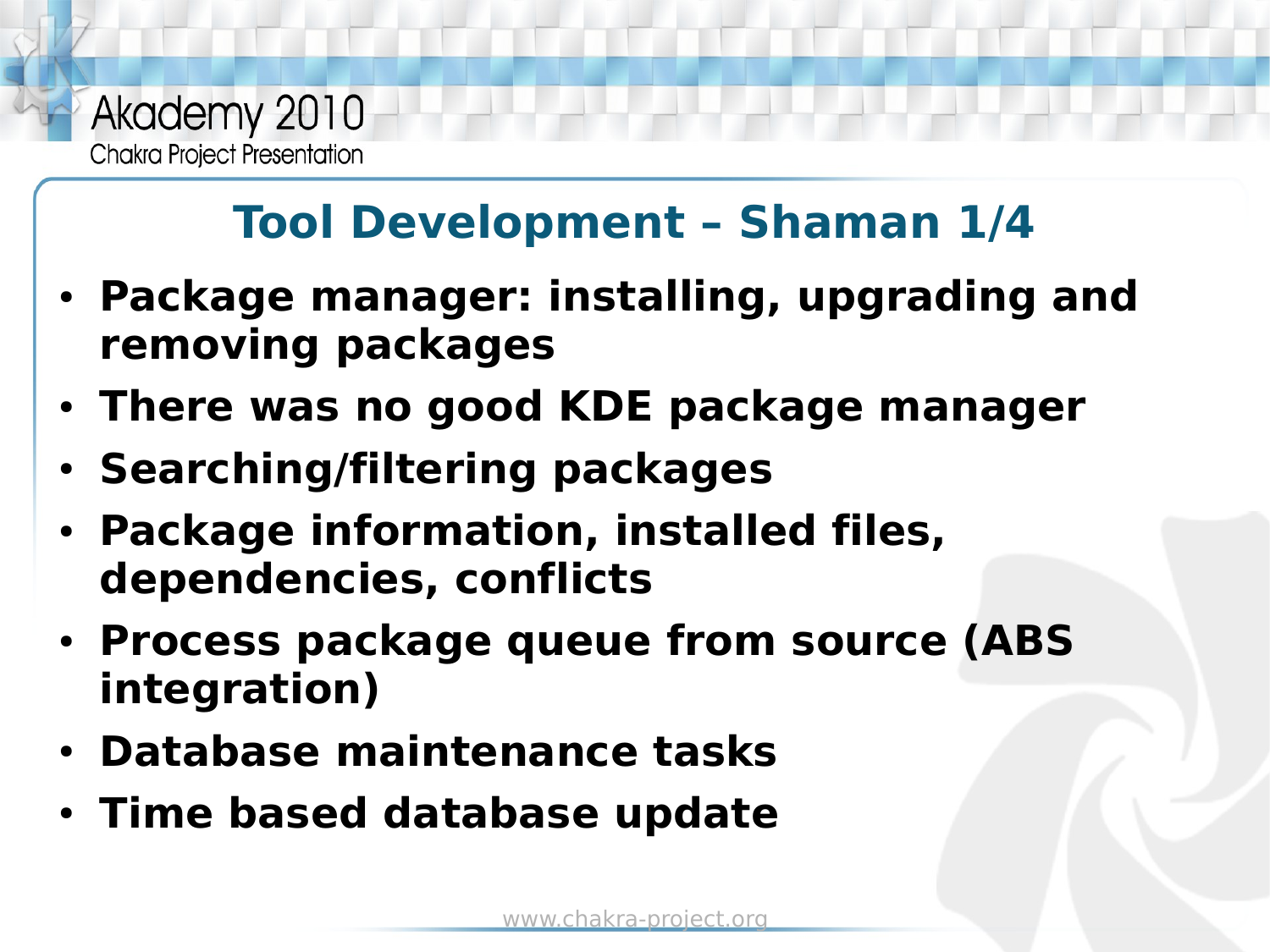# Tool Development – Shaman 1/4

- Package manager: installing, upgrading and removing packages
- There was no good KDE package manager
- Searching/filtering packages
- Package information, installed files, dependencies, conflicts
- Process package queue from source (ABS integration)
- Database maintenance tasks
- Time based database update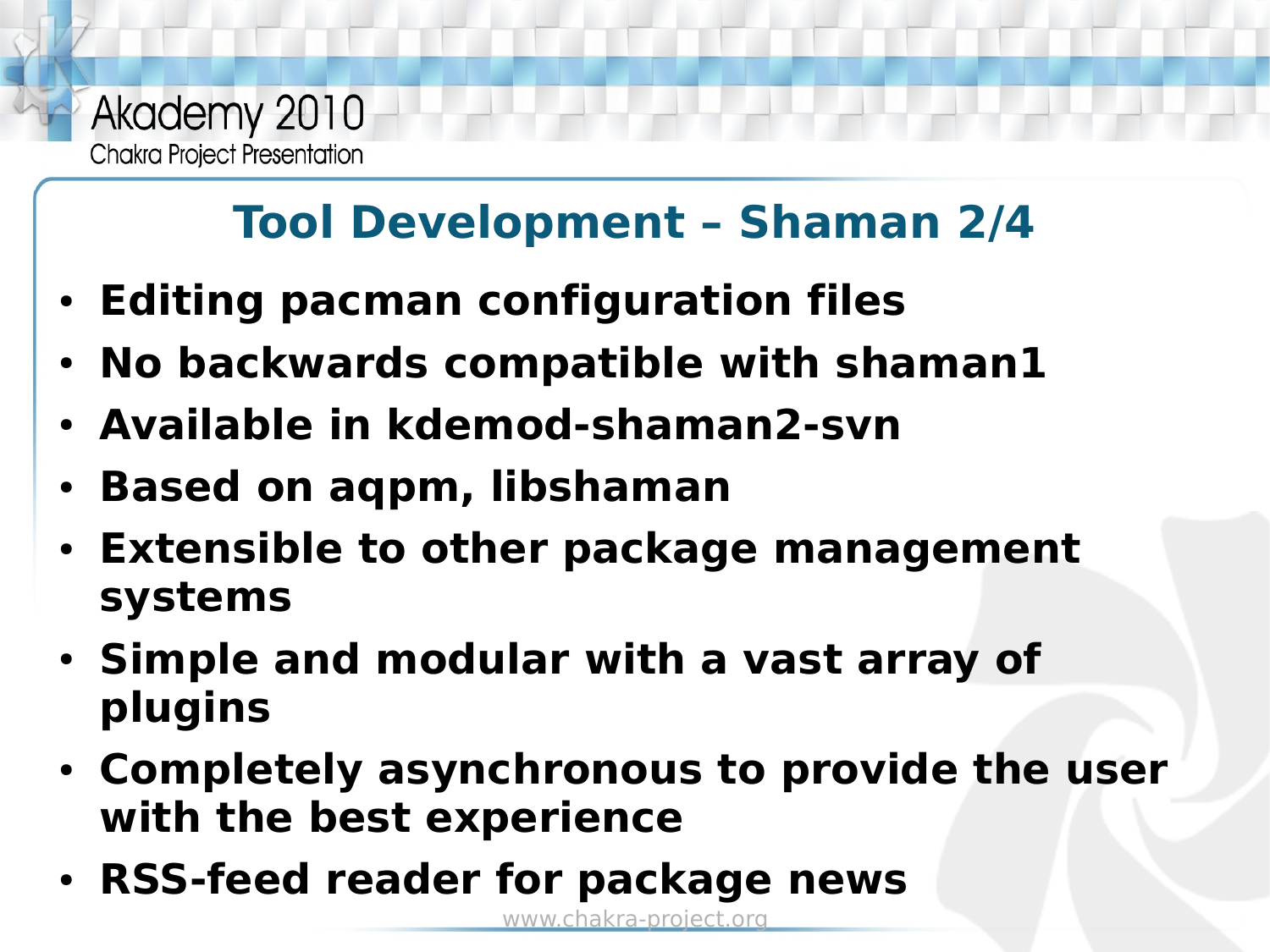## Tool Development – Shaman 2/4

- **Editing pacman configuration files**
- **No backwards compatible with shaman1**
- **Available in kdemod-shaman2-svn**
- **Based on aqpm, libshaman**
- **Extensible to other package management systems**
- **Simple and modular with a vast array of plugins**
- **Completely asynchronous to provide the user with the best experience**
- **RSS-feed reader for package news**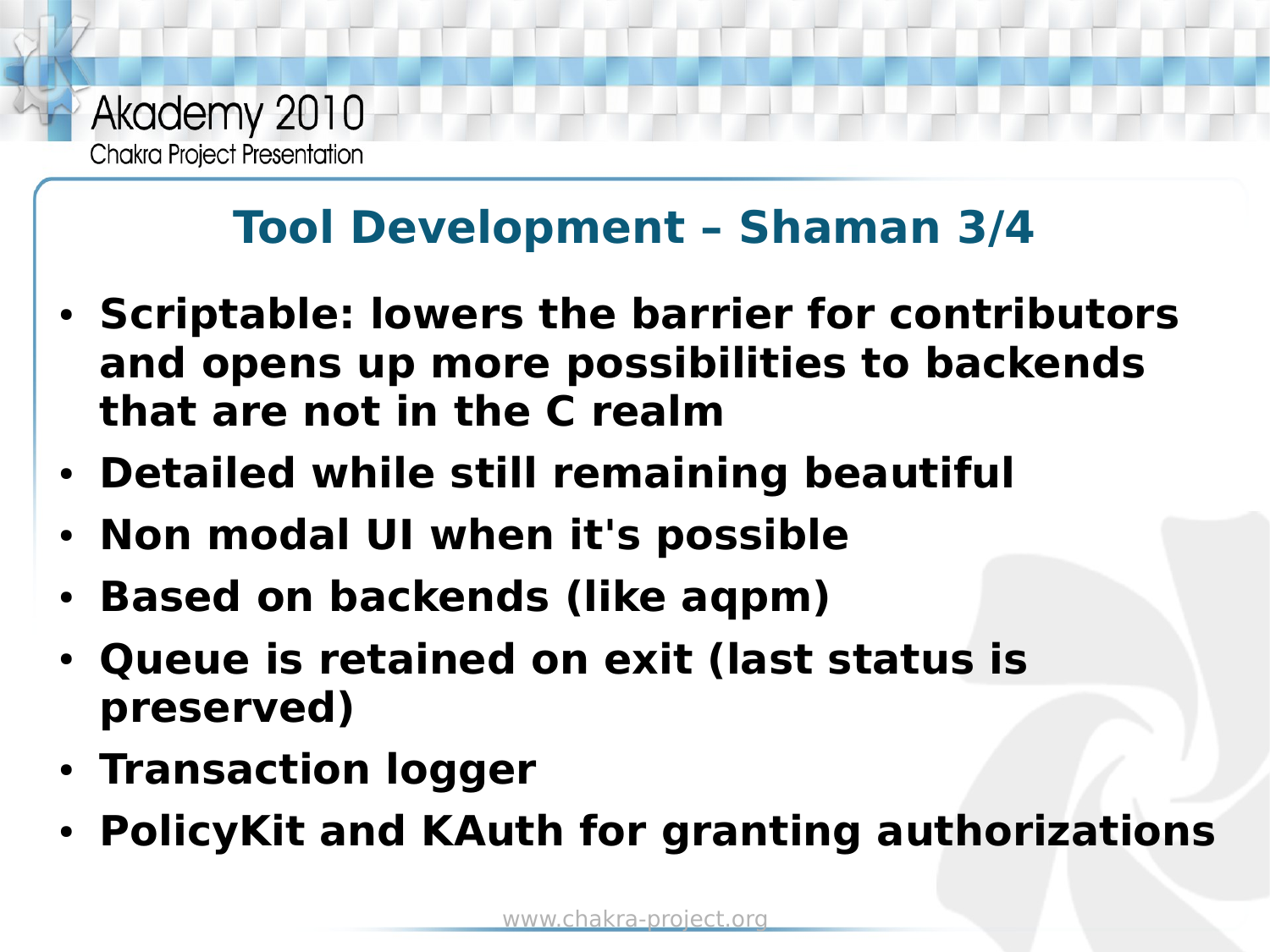# Tool Development – Shaman 3/4

- **Scriptable: lowers the barrier for contributors and opens up more possibilities to backends that are not in the C realm**
- **Detailed while still remaining beautiful**
- **Non modal UI when it's possible**
- **Based on backends (like aqpm)**
- **Queue is retained on exit (last status is preserved)**
- **Transaction logger**
- **PolicyKit and KAuth for granting authorizations**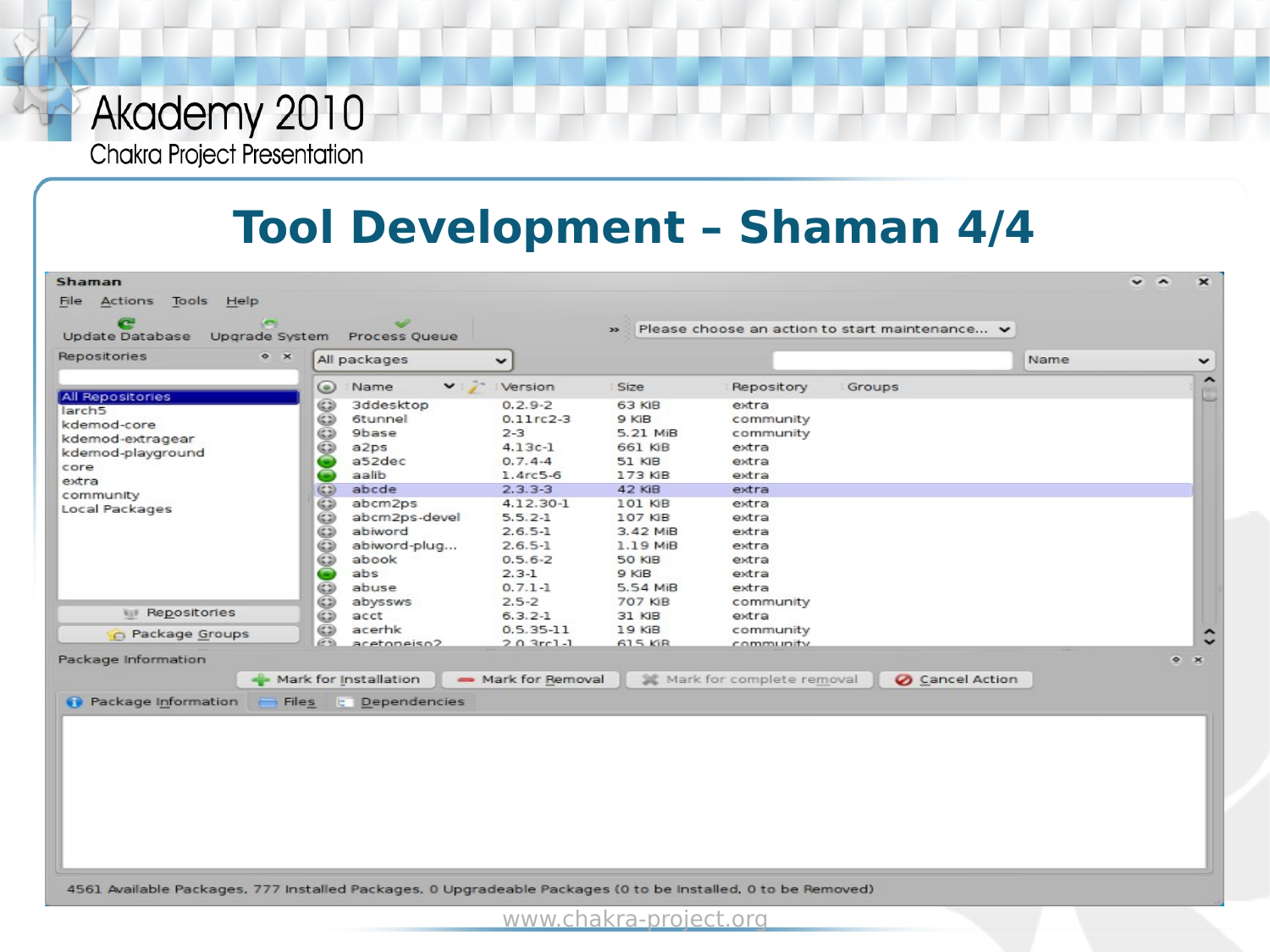# Tool Development – Shaman 4/4

Shaman

File Actions Tools Help

Update Database | Upgrade System | Process Queue

Please choose an action to start maintenance...

Repositories

- All Repositories
- larch5
- kdemod-core
- kdemod-extragear
- kdemod-playground
- core
- extra
- community
- Local Packages

Repositories

Package Groups

All packages

Name

| Name | Version | Size | Repository | Groups |
|---|---|---|---|---|
| 3ddesktop | 0.2.9-2 | 63 KiB | extra | |
| 6tunnel | 0.11rc2-3 | 9 KiB | community | |
| 9base | 2-3 | 5.21 MiB | community | |
| a2ps | 4.13c-1 | 661 KiB | extra | |
| a52dec | 0.7.4-4 | 51 KiB | extra | |
| aalib | 1.4rc5-6 | 173 KiB | extra | |
| abcde | 2.3.3-3 | 42 KiB | extra | |
| abcm2ps | 4.12.30-1 | 101 KiB | extra | |
| abcm2ps-devel | 5.5.2-1 | 107 KiB | extra | |
| abiword | 2.6.5-1 | 3.42 MiB | extra | |
| abiword-plug... | 2.6.5-1 | 1.19 MiB | extra | |
| abook | 0.5.6-2 | 50 KiB | extra | |
| abs | 2.3-1 | 9 KiB | extra | |
| abuse | 0.7.1-1 | 5.54 MiB | extra | |
| abyssws | 2.5-2 | 707 KiB | community | |
| acct | 6.3.2-1 | 31 KiB | extra | |
| acerhk | 0.5.35-11 | 19 KiB | community | |
| acetoneiso2 | 2.0.3rc1-1 | 615 KiB | community | |

Package Information

Mark for Installation | Mark for Removal | Mark for complete removal | Cancel Action

Package Information | Files | Dependencies

4561 Available Packages, 777 Installed Packages, 0 Upgradeable Packages (0 to be Installed, 0 to be Removed)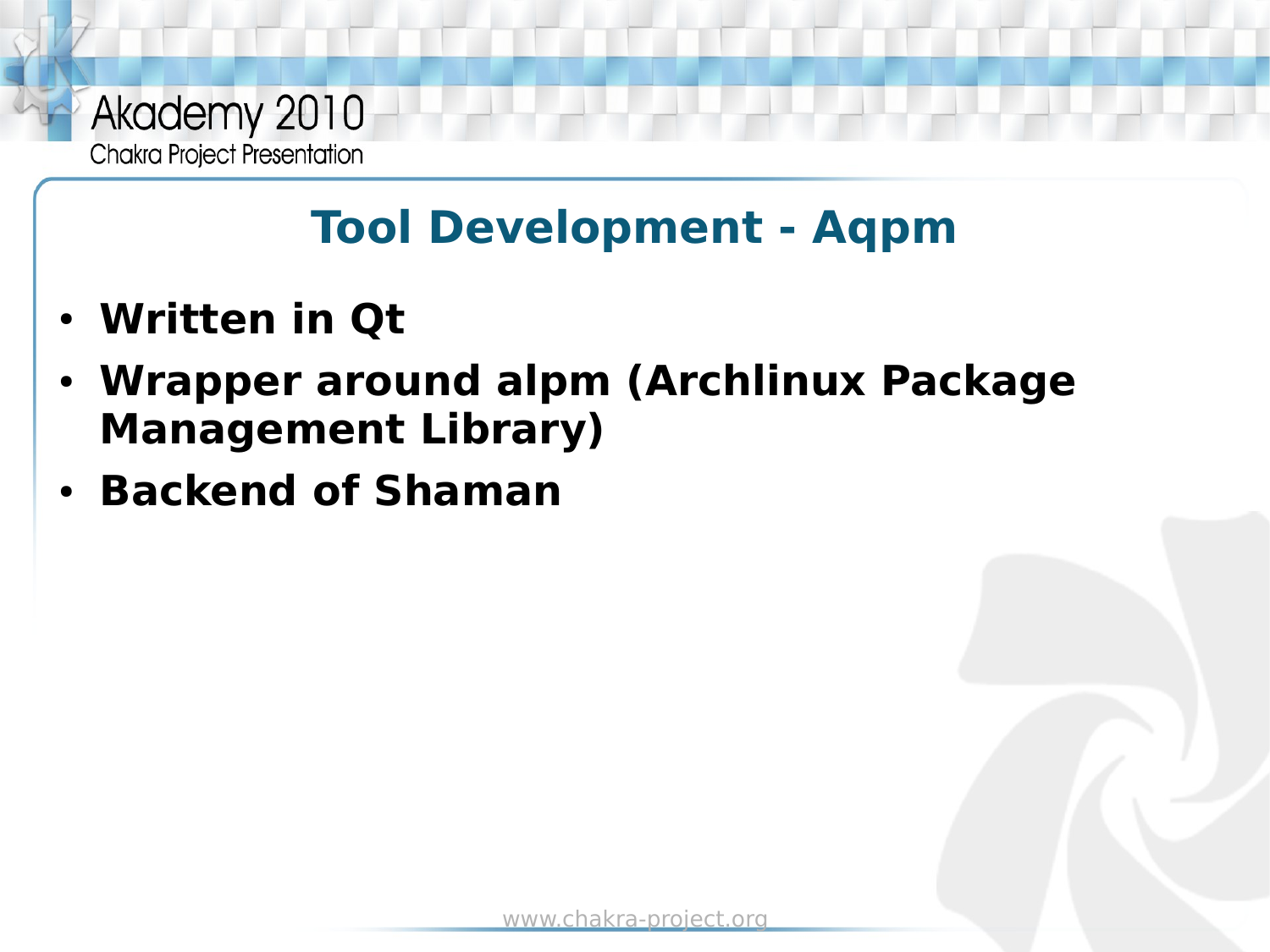# Tool Development - Aqpm

- **Written in Qt**
- **Wrapper around alpm (Archlinux Package Management Library)**
- **Backend of Shaman**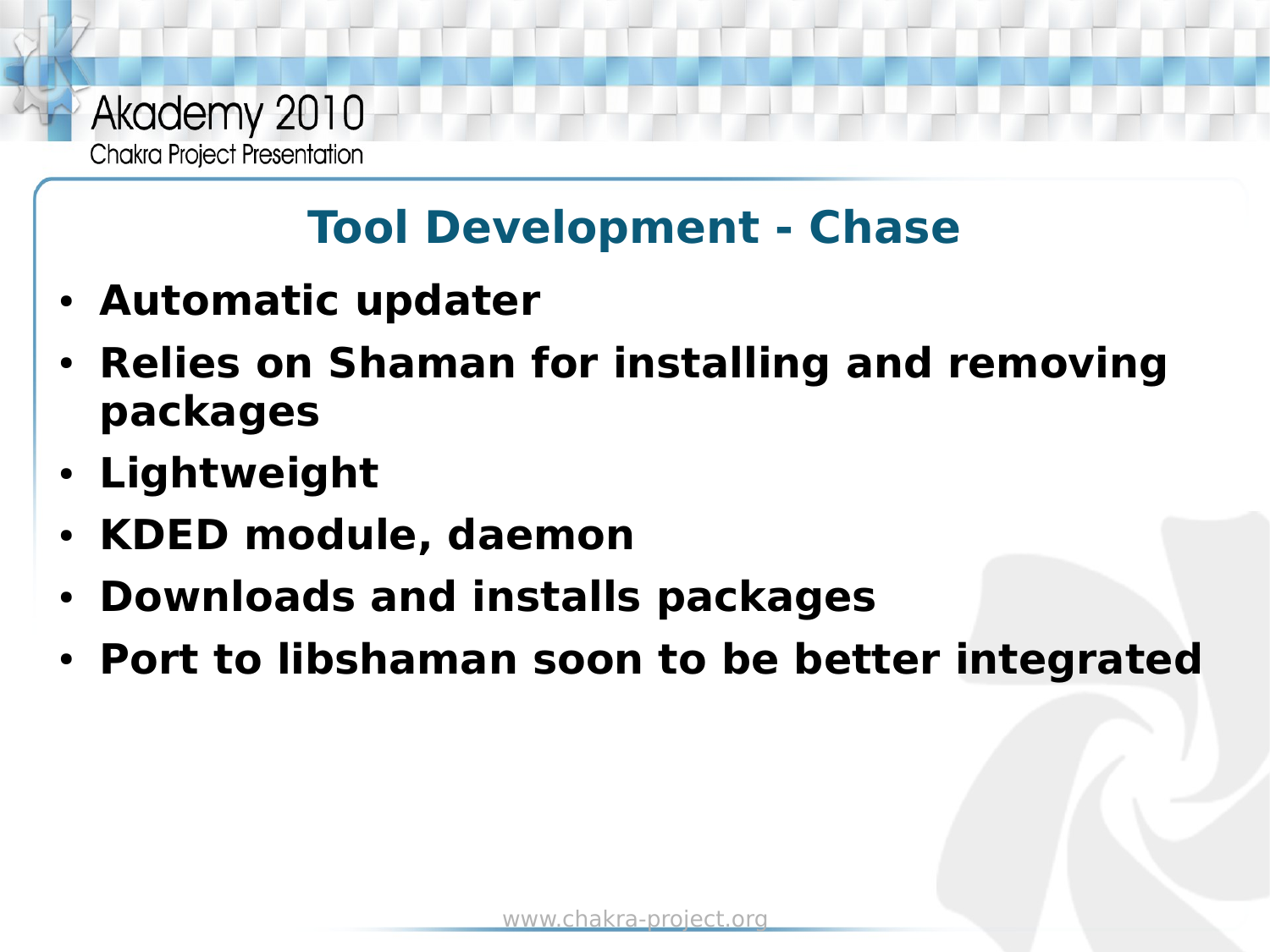## Tool Development - Chase

- **Automatic updater**
- **Relies on Shaman for installing and removing packages**
- **Lightweight**
- **KDED module, daemon**
- **Downloads and installs packages**
- **Port to libshaman soon to be better integrated**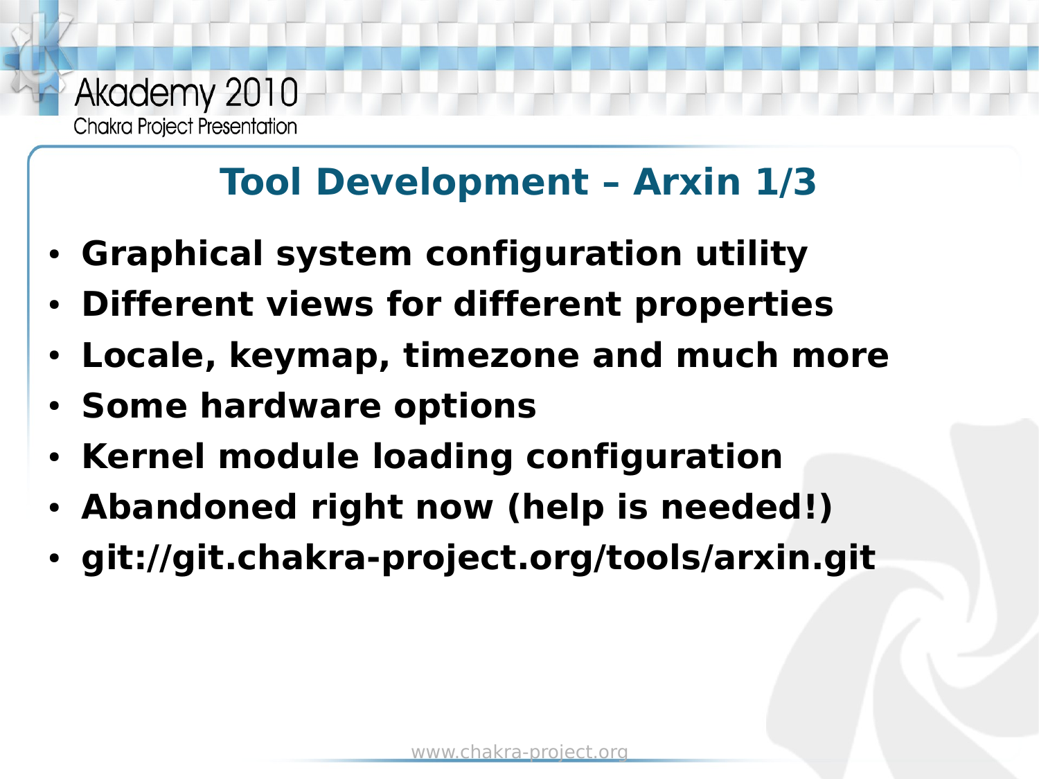## Tool Development – Arxin 1/3

- **Graphical system configuration utility**
- **Different views for different properties**
- **Locale, keymap, timezone and much more**
- **Some hardware options**
- **Kernel module loading configuration**
- **Abandoned right now (help is needed!)**
- **git://git.chakra-project.org/tools/arxin.git**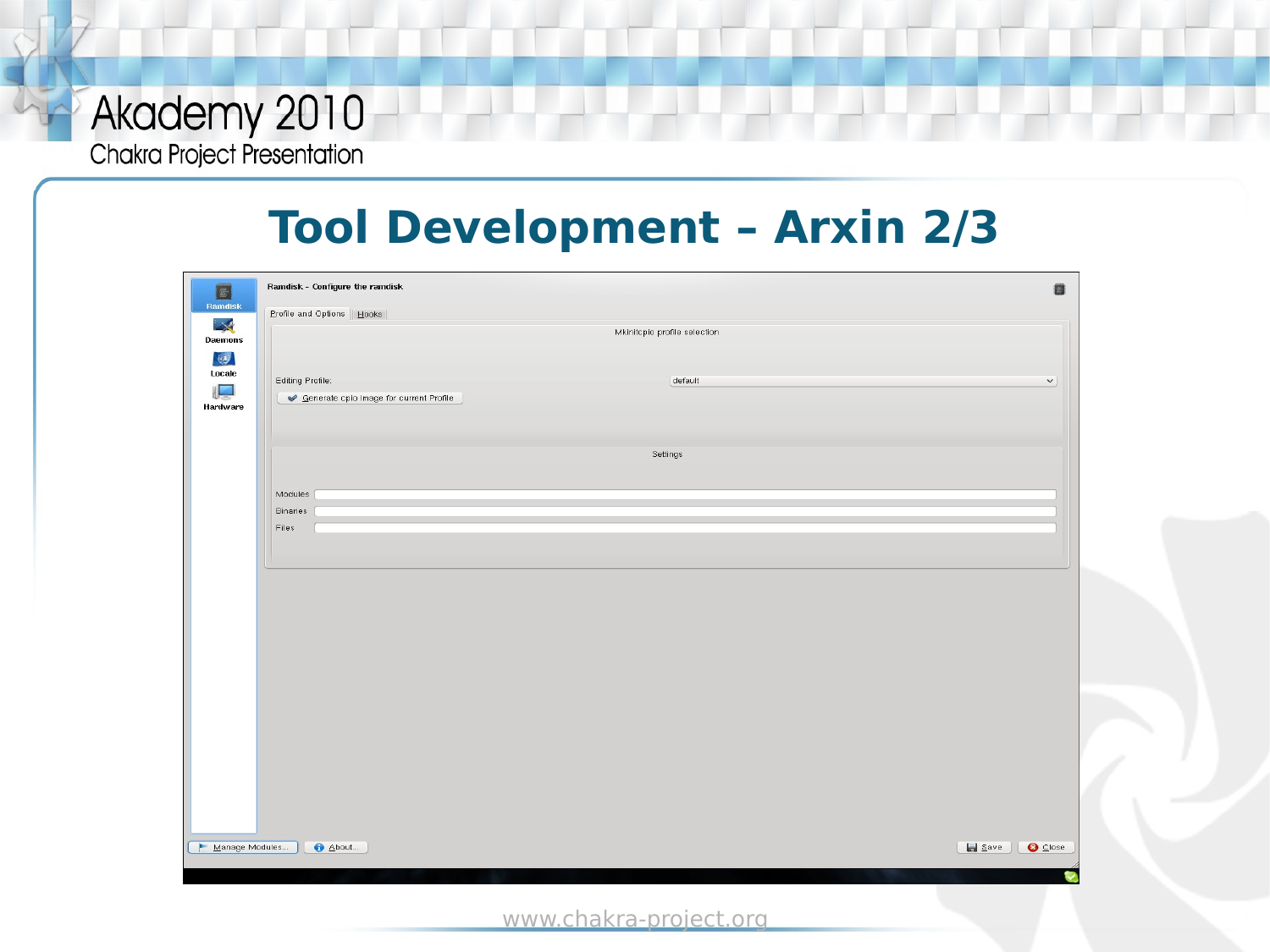# Tool Development – Arxin 2/3

Ramdisk - Configure the ramdisk

Ramdisk

Daemons

Locale

Hardware

Profile and Options | Hooks

Mkinitcpio profile selection

Editing Profile: default

Generate cpio image for current Profile

Settings

Modules

Binaries

Files

Manage Modules... | About...

Save | Close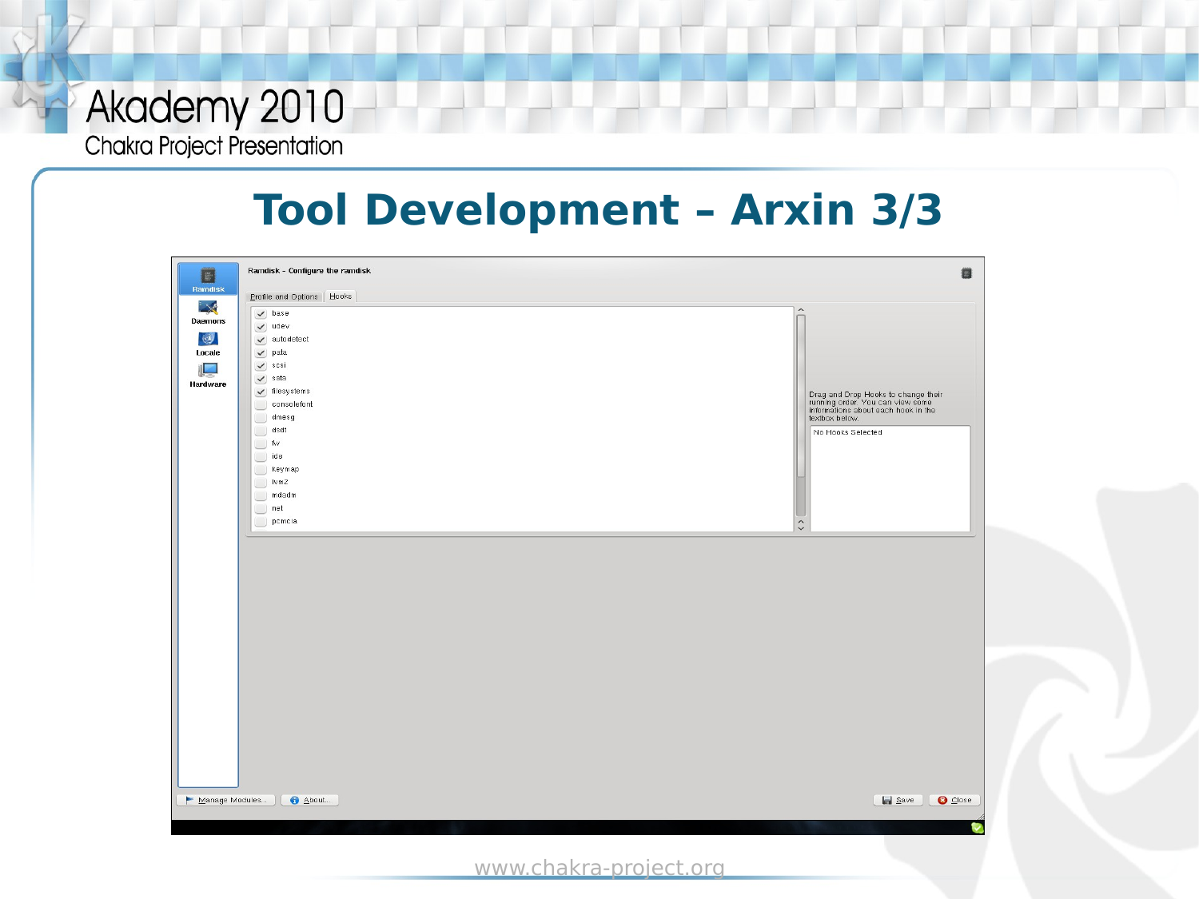# Tool Development – Arxin 3/3

Ramdisk – Configure the ramdisk

Ramdisk

Daemons

Locale

Hardware

Profile and Options | Hooks

- [x] base
- [x] udev
- [x] autodetect
- [x] pata
- [x] scsi
- [x] sata
- [x] filesystems
- [ ] consolefont
- [ ] dmesg
- [ ] dsdt
- [ ] fw
- [ ] ide
- [ ] keymap
- [ ] lvm2
- [ ] mdadm
- [ ] net
- [ ] pcmcia

Drag and Drop Hooks to change their running order. You can view some informations about each hook in the textbox below.

No Hooks Selected

Manage Modules... | About... | Save | Close

www.chakra-project.org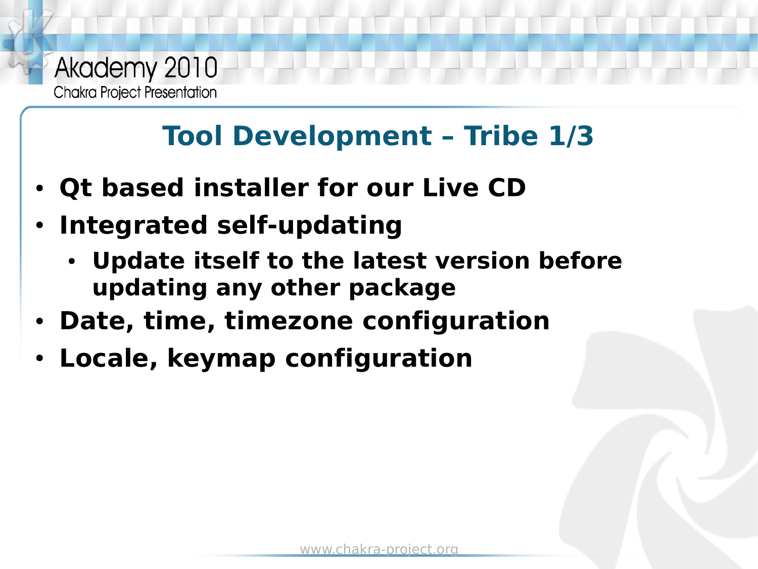## Tool Development – Tribe 1/3

- **Qt based installer for our Live CD**
- **Integrated self-updating**
  - **Update itself to the latest version before updating any other package**
- **Date, time, timezone configuration**
- **Locale, keymap configuration**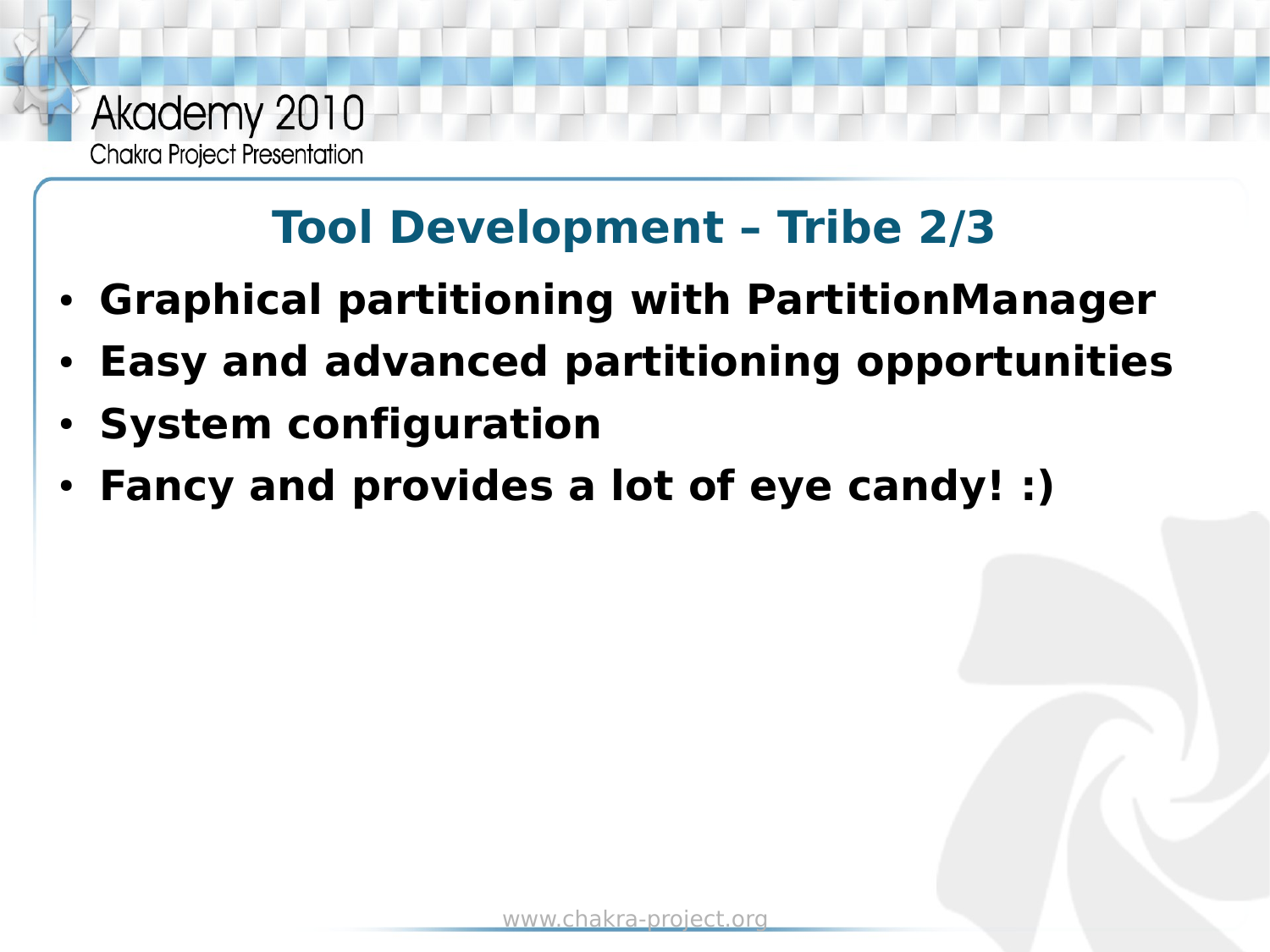## Tool Development – Tribe 2/3

- **Graphical partitioning with PartitionManager**
- **Easy and advanced partitioning opportunities**
- **System configuration**
- **Fancy and provides a lot of eye candy! :)**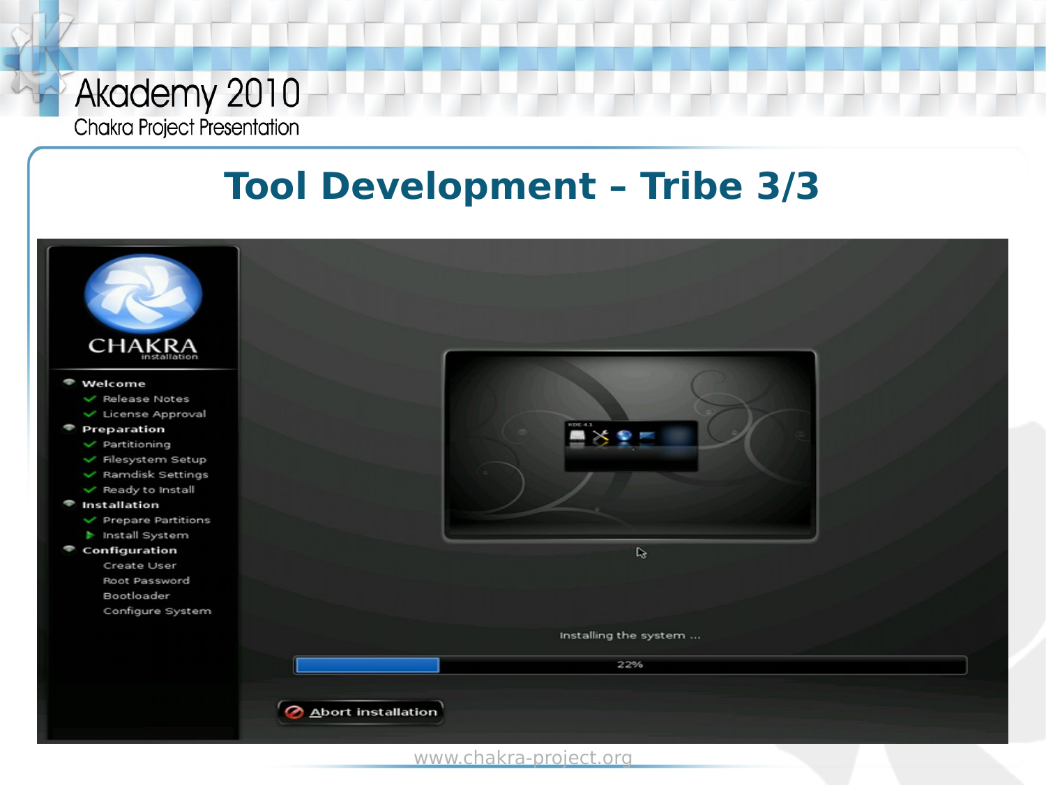# Tool Development – Tribe 3/3

CHAKRA
installation

Welcome
Release Notes
License Approval
Preparation
Partitioning
Filesystem Setup
Ramdisk Settings
Ready to Install
Installation
Prepare Partitions
Install System
Configuration
Create User
Root Password
Bootloader
Configure System

Installing the system ...

22%

Abort installation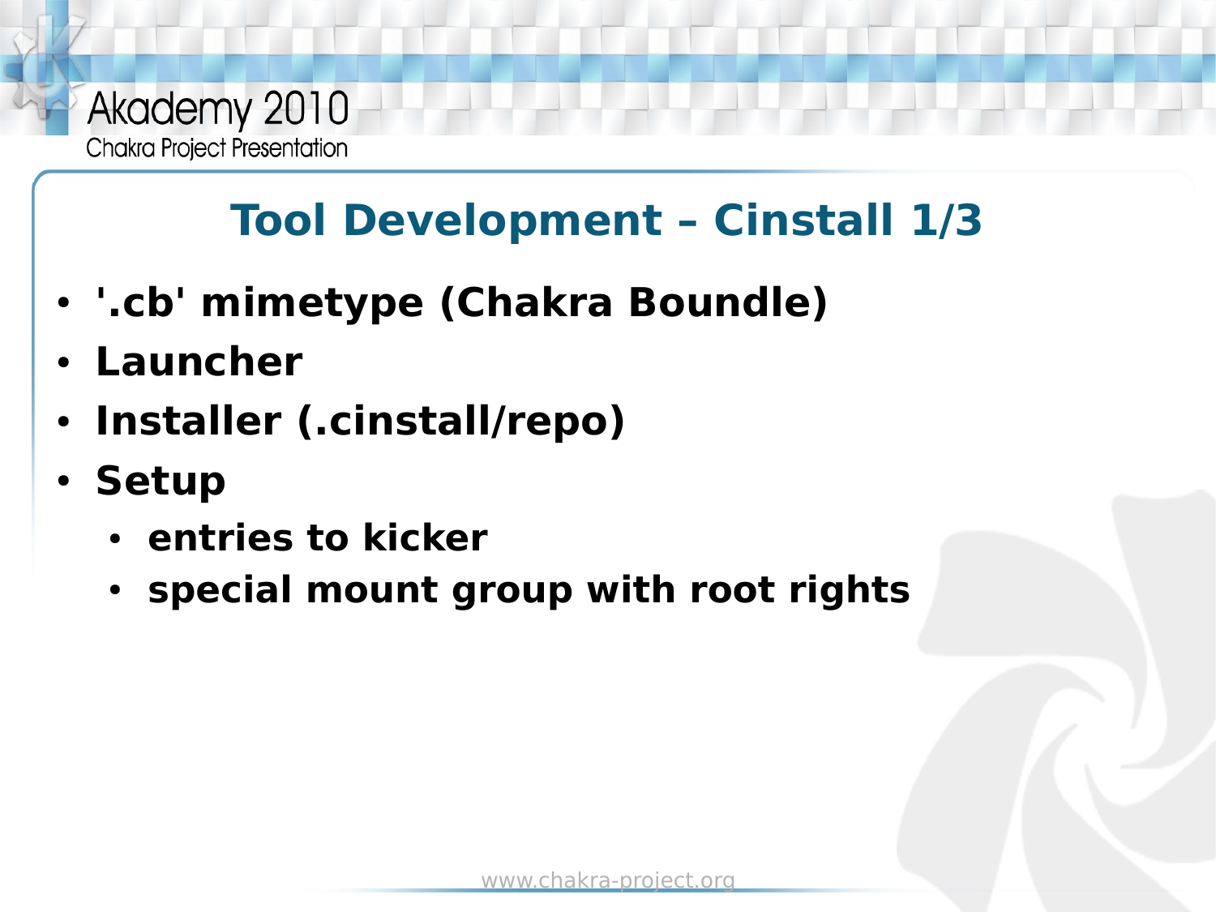# Tool Development – Cinstall 1/3

- '.cb' mimetype (Chakra Boundle)
- Launcher
- Installer (.cinstall/repo)
- Setup
  - entries to kicker
  - special mount group with root rights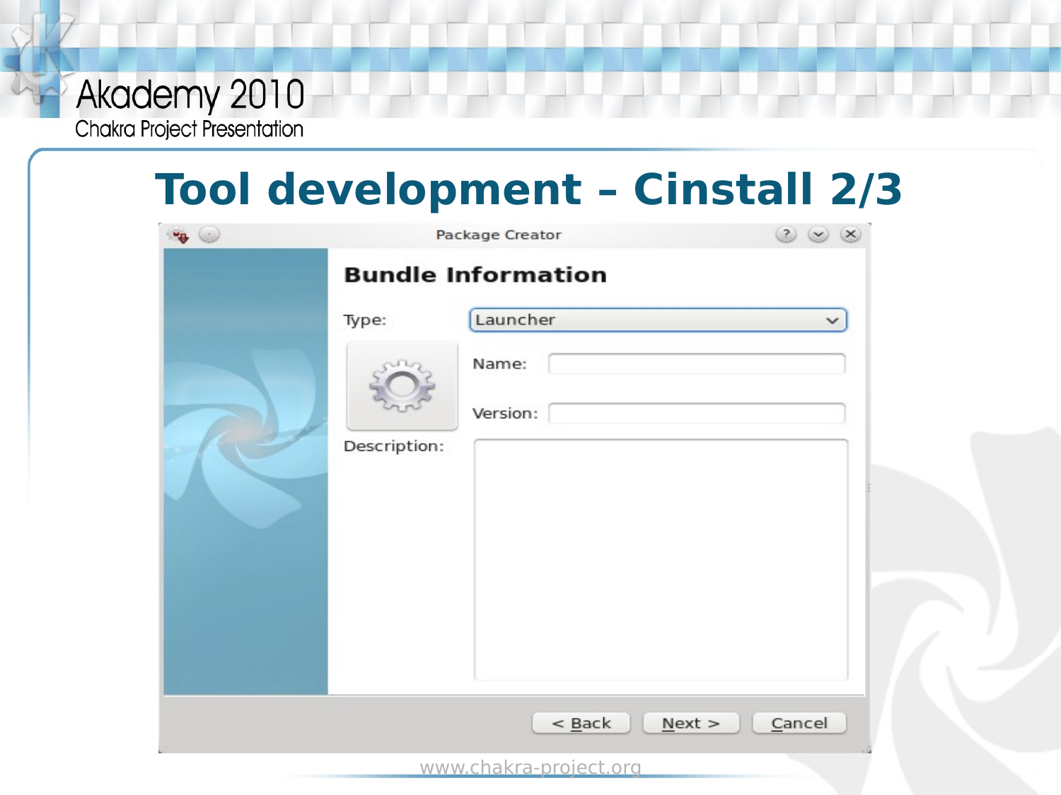# Tool development – Cinstall 2/3

Package Creator

**Bundle Information**

Type: Launcher

Name:

Version:

Description:

< Back | Next > | Cancel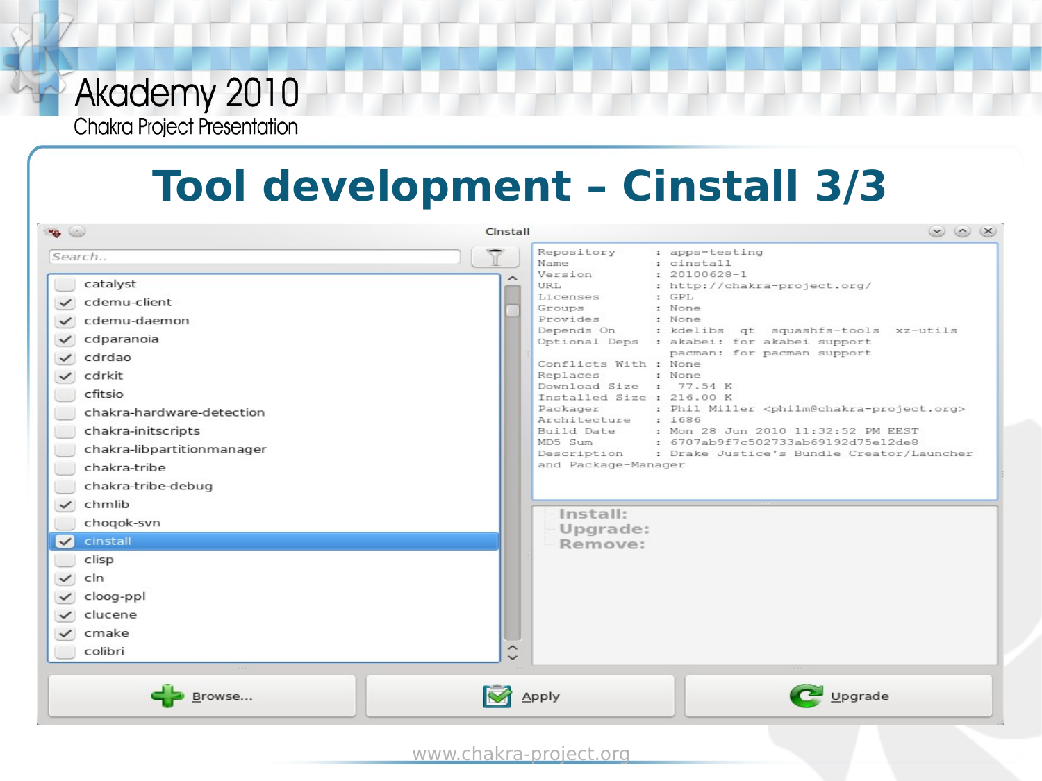# Tool development – Cinstall 3/3

Cinstall

Search..

- catalyst
- ✓ cdemu-client
- ✓ cdemu-daemon
- ✓ cdparanoia
- ✓ cdrdao
- ✓ cdrkit
- cfitsio
- chakra-hardware-detection
- chakra-initscripts
- chakra-libpartitionmanager
- chakra-tribe
- chakra-tribe-debug
- ✓ chmlib
- choqok-svn
- ✓ cinstall
- clisp
- ✓ cln
- ✓ cloog-ppl
- ✓ clucene
- ✓ cmake
- colibri

```
Repository      : apps-testing
Name            : cinstall
Version         : 20100628-1
URL             : http://chakra-project.org/
Licenses        : GPL
Groups          : None
Provides        : None
Depends On      : kdelibs  qt  squashfs-tools  xz-utils
Optional Deps   : akabei: for akabei support
                  pacman: for pacman support
Conflicts With  : None
Replaces        : None
Download Size   :  77.54 K
Installed Size  : 216.00 K
Packager        : Phil Miller <philm@chakra-project.org>
Architecture    : i686
Build Date      : Mon 28 Jun 2010 11:32:52 PM EEST
MD5 Sum         : 6707ab9f7c502733ab69192d75e12de8
Description     : Drake Justice's Bundle Creator/Launcher
and Package-Manager
```

**Install:**
**Upgrade:**
**Remove:**

Browse... | Apply | Upgrade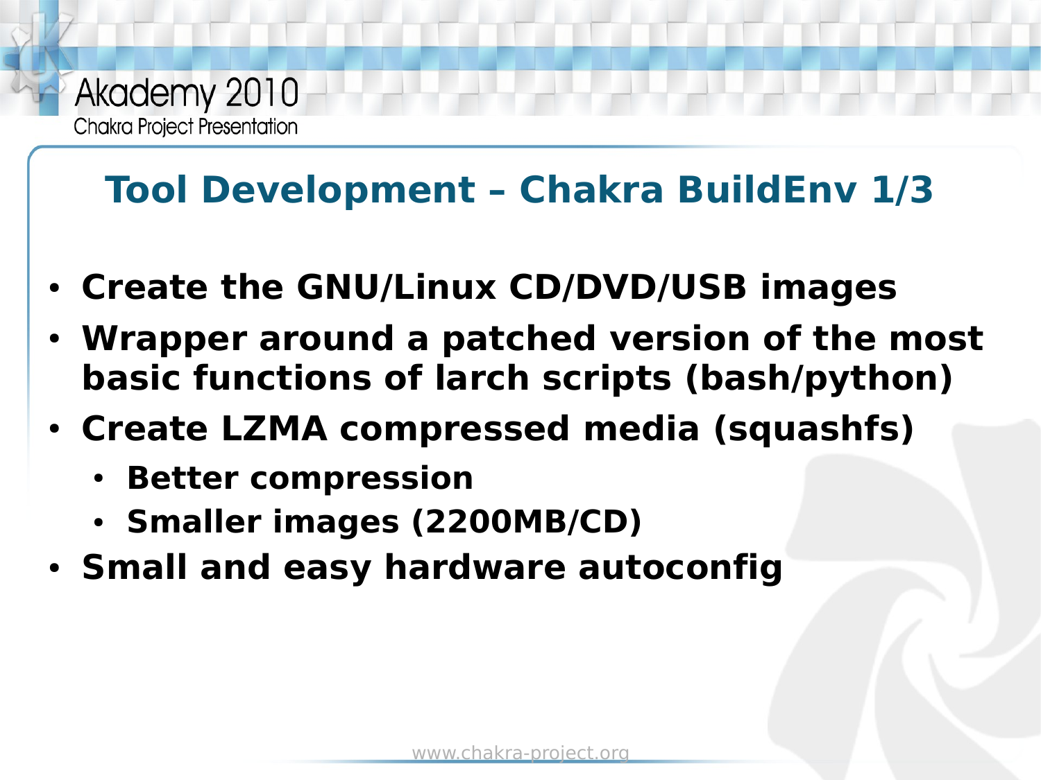## Tool Development – Chakra BuildEnv 1/3

- **Create the GNU/Linux CD/DVD/USB images**
- **Wrapper around a patched version of the most basic functions of larch scripts (bash/python)**
- **Create LZMA compressed media (squashfs)**
  - **Better compression**
  - **Smaller images (2200MB/CD)**
- **Small and easy hardware autoconfig**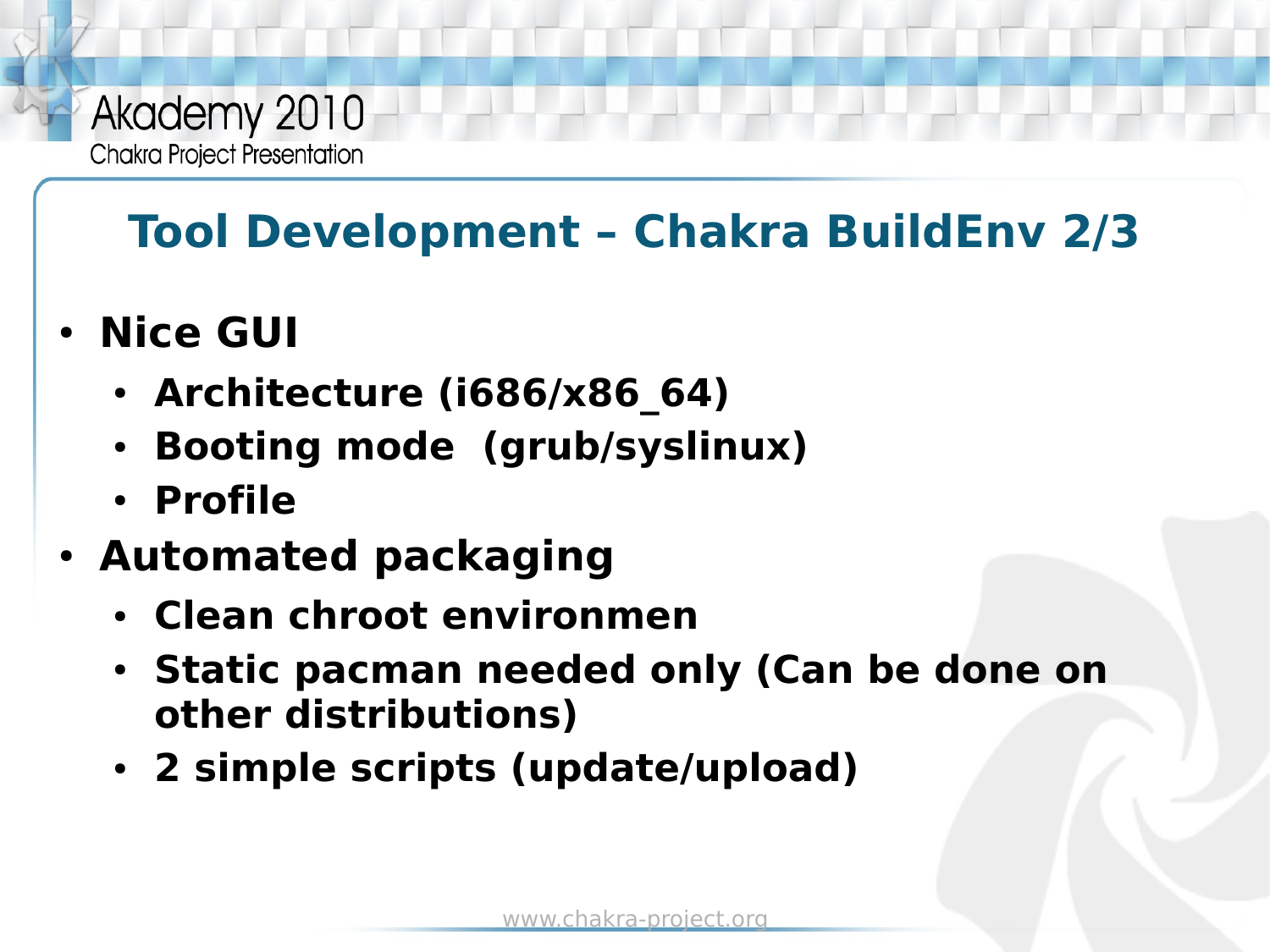## Tool Development – Chakra BuildEnv 2/3

- **Nice GUI**
  - **Architecture (i686/x86_64)**
  - **Booting mode (grub/syslinux)**
  - **Profile**
- **Automated packaging**
  - **Clean chroot environmen**
  - **Static pacman needed only (Can be done on other distributions)**
  - **2 simple scripts (update/upload)**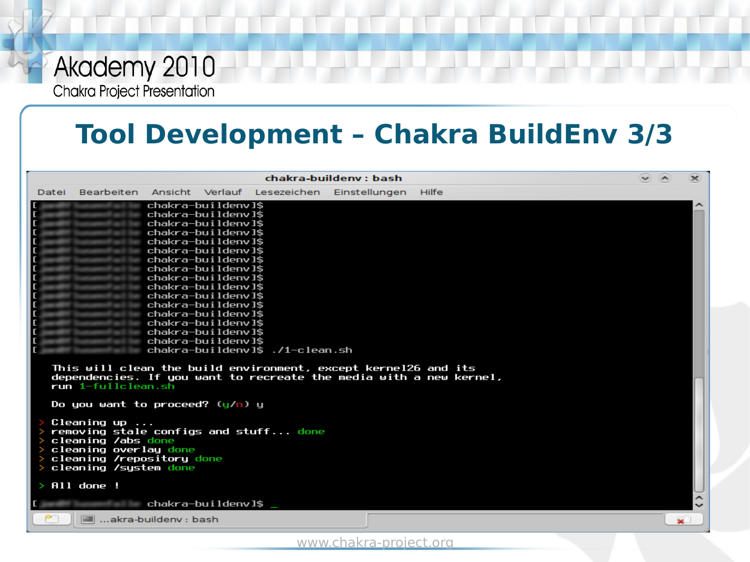# Tool Development – Chakra BuildEnv 3/3

```
[                chakra-buildenv]$
[                chakra-buildenv]$
[                chakra-buildenv]$
[                chakra-buildenv]$
[                chakra-buildenv]$
[                chakra-buildenv]$
[                chakra-buildenv]$
[                chakra-buildenv]$
[                chakra-buildenv]$
[                chakra-buildenv]$
[                chakra-buildenv]$
[                chakra-buildenv]$
[                chakra-buildenv]$
[                chakra-buildenv]$
[                chakra-buildenv]$
[                chakra-buildenv]$
[                chakra-buildenv]$ ./1-clean.sh

   This will clean the build environment, except kernel26 and its
   dependencies. If you want to recreate the media with a new kernel,
   run 1-fullclean.sh

   Do you want to proceed? (y/n) y

 > Cleaning up ...
 > removing stale configs and stuff... done
 > cleaning /abs done
 > cleaning overlay done
 > cleaning /repository done
 > cleaning /system done

 > All done !

[                chakra-buildenv]$ _
```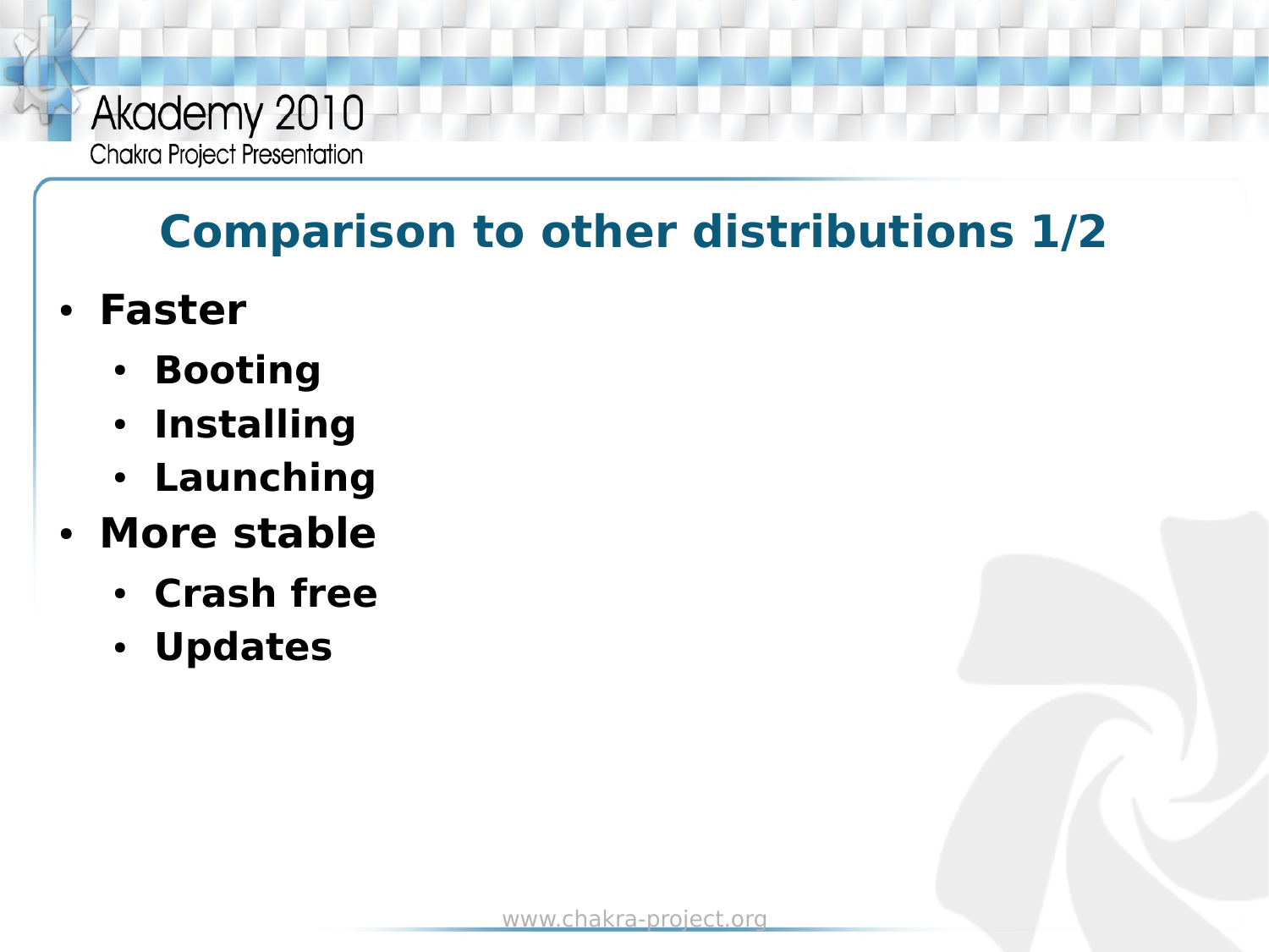## Comparison to other distributions 1/2

- **Faster**
  - **Booting**
  - **Installing**
  - **Launching**
- **More stable**
  - **Crash free**
  - **Updates**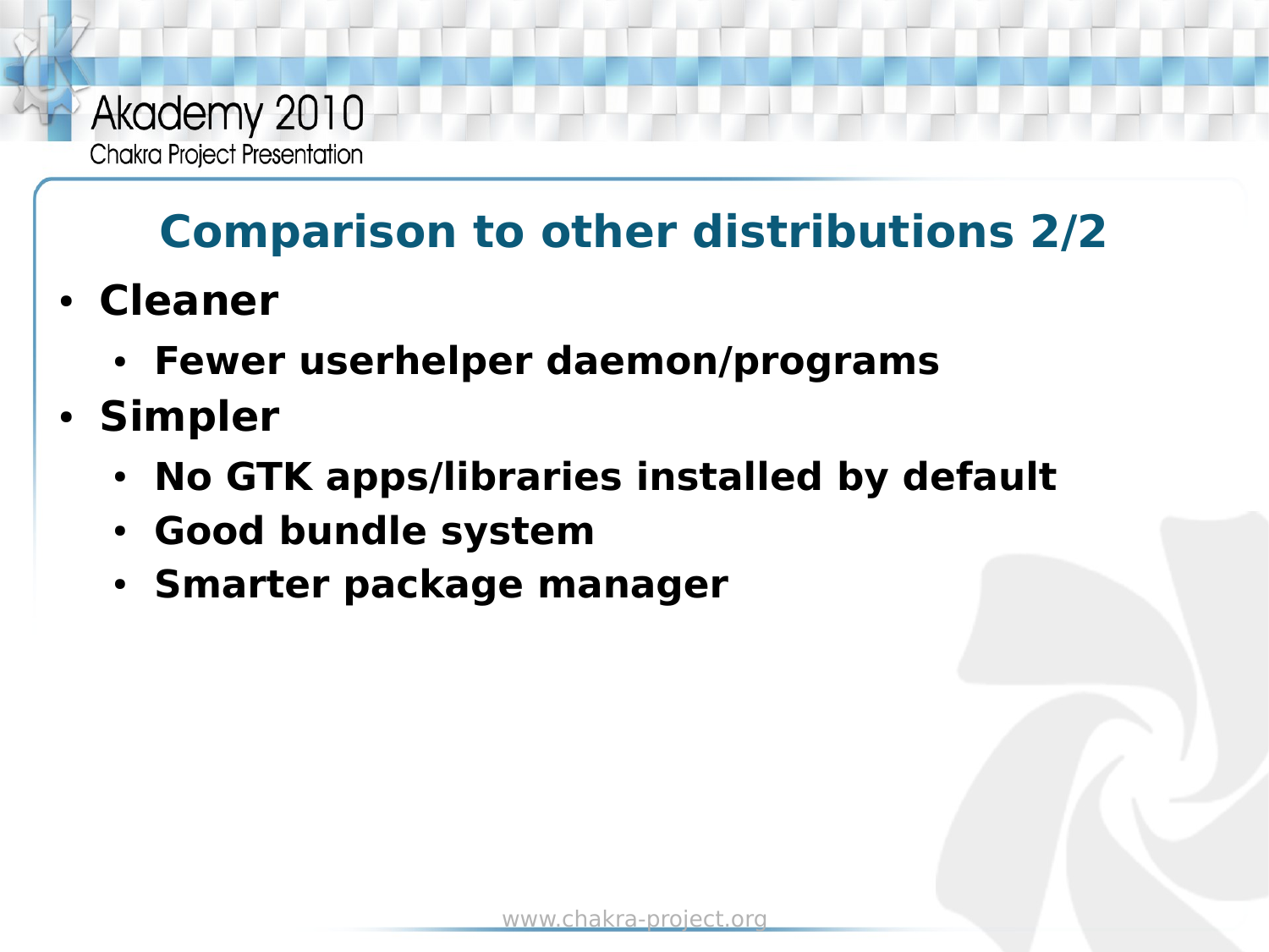## Comparison to other distributions 2/2

- **Cleaner**
  - **Fewer userhelper daemon/programs**
- **Simpler**
  - **No GTK apps/libraries installed by default**
  - **Good bundle system**
  - **Smarter package manager**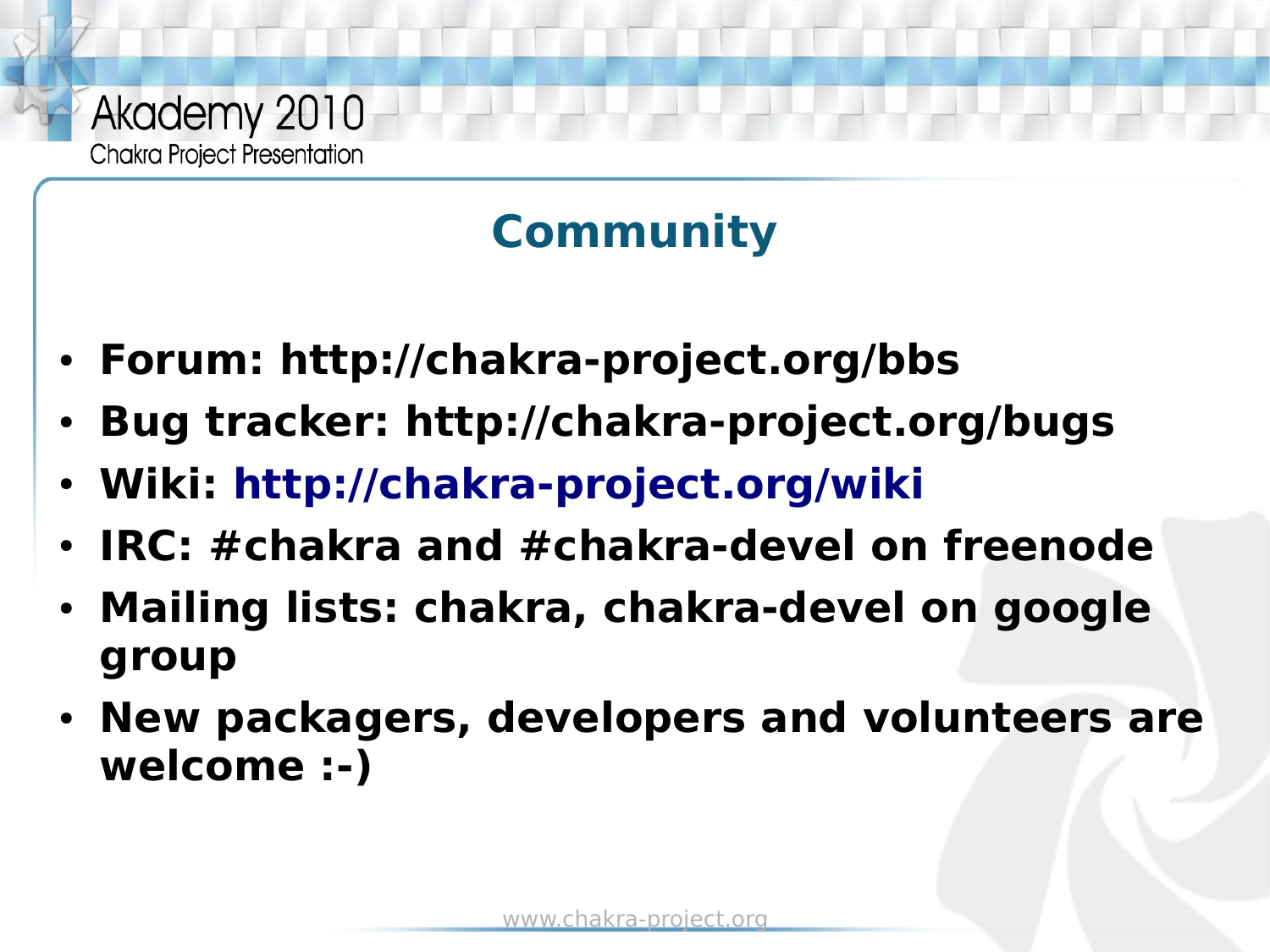## Community

- **Forum: http://chakra-project.org/bbs**
- **Bug tracker: http://chakra-project.org/bugs**
- **Wiki: http://chakra-project.org/wiki**
- **IRC: #chakra and #chakra-devel on freenode**
- **Mailing lists: chakra, chakra-devel on google group**
- **New packagers, developers and volunteers are welcome :-)**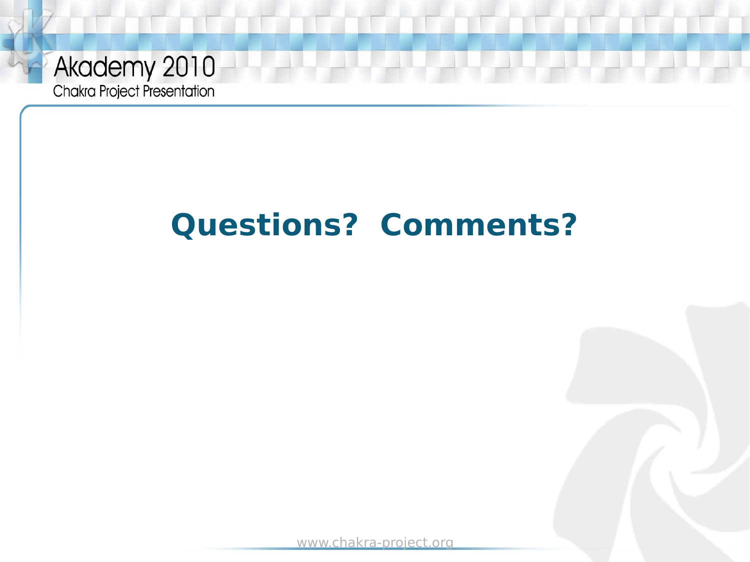# Questions? Comments?